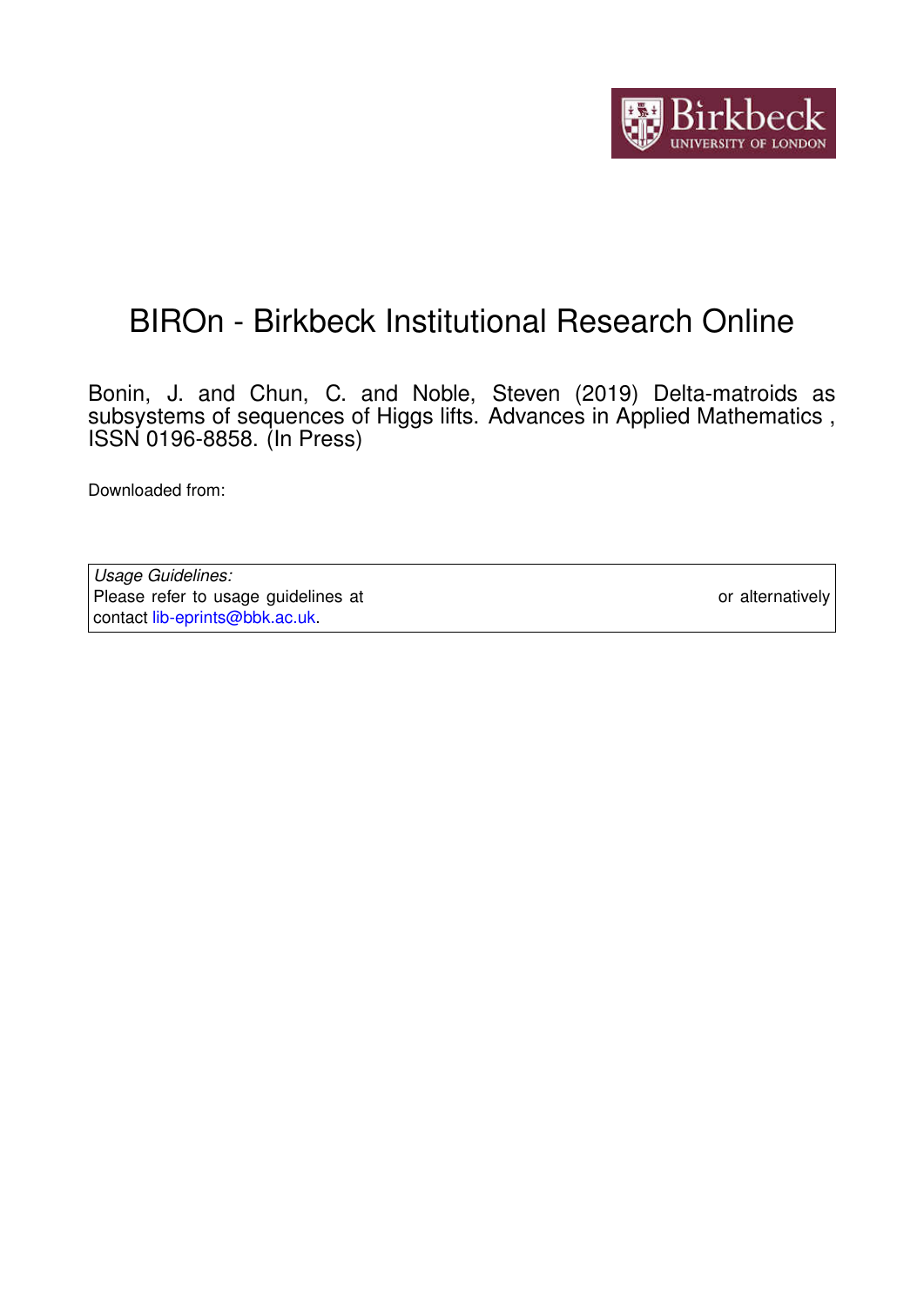# BIROn - Birkbeck Institutional Research Online

Bonin, J. and Chun, C. and Noble, Steven (2019) Delta-matroids as subsystems of sequences of Higgs lifts. Advances in Applied Mathematics , ISSN 0196-8858. (In Press)

Downloaded from:

| *Usage Guidelines:* |
| --- |
| Please refer to usage guidelines at or alternatively contact lib-eprints@bbk.ac.uk. |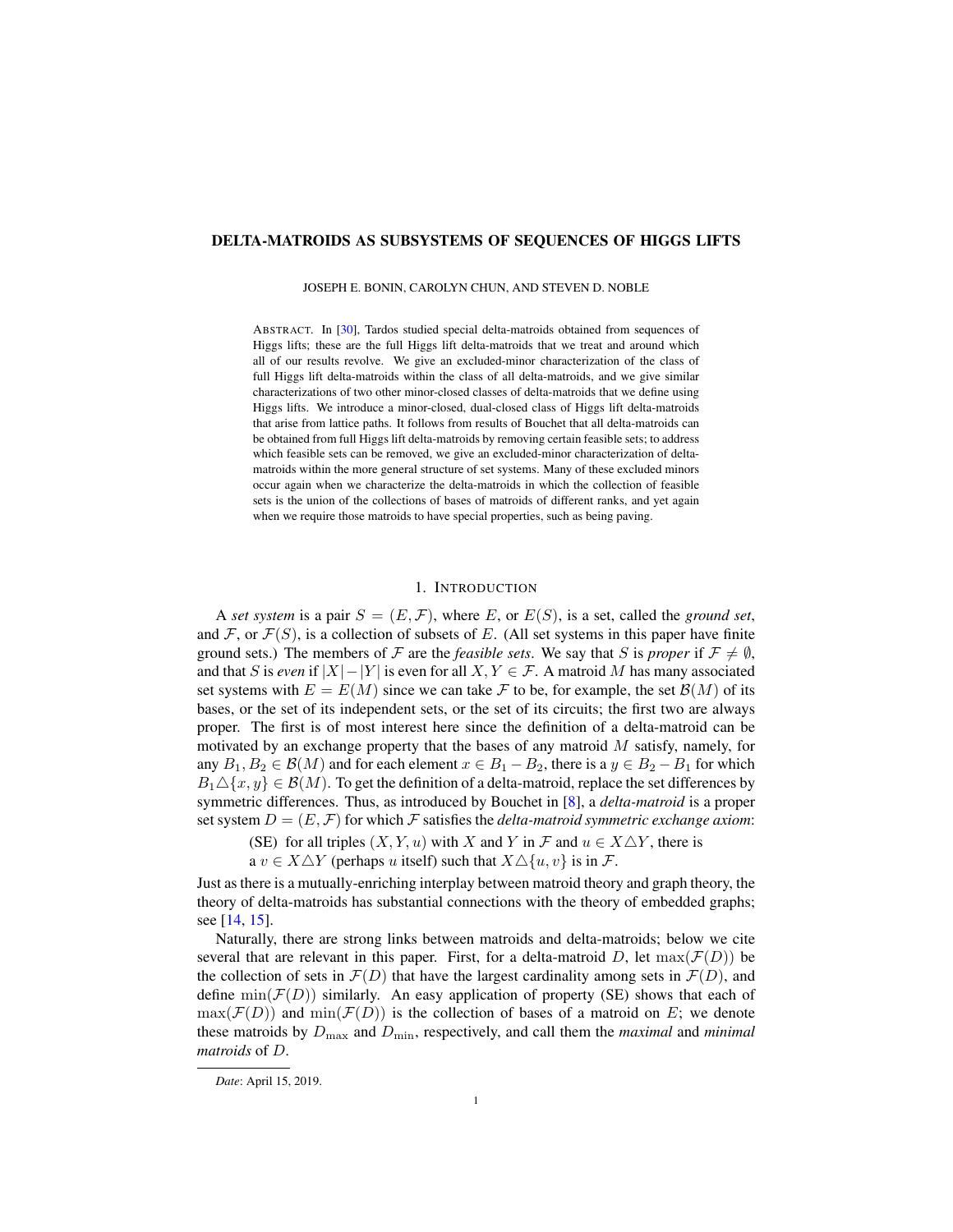## DELTA-MATROIDS AS SUBSYSTEMS OF SEQUENCES OF HIGGS LIFTS

JOSEPH E. BONIN, CAROLYN CHUN, AND STEVEN D. NOBLE

ABSTRACT. In [30], Tardos studied special delta-matroids obtained from sequences of Higgs lifts; these are the full Higgs lift delta-matroids that we treat and around which all of our results revolve. We give an excluded-minor characterization of the class of full Higgs lift delta-matroids within the class of all delta-matroids, and we give similar characterizations of two other minor-closed classes of delta-matroids that we define using Higgs lifts. We introduce a minor-closed, dual-closed class of Higgs lift delta-matroids that arise from lattice paths. It follows from results of Bouchet that all delta-matroids can be obtained from full Higgs lift delta-matroids by removing certain feasible sets; to address which feasible sets can be removed, we give an excluded-minor characterization of delta-matroids within the more general structure of set systems. Many of these excluded minors occur again when we characterize the delta-matroids in which the collection of feasible sets is the union of the collections of bases of matroids of different ranks, and yet again when we require those matroids to have special properties, such as being paving.

### 1. INTRODUCTION

A *set system* is a pair $S = (E, \mathcal{F})$, where $E$, or $E(S)$, is a set, called the *ground set*, and $\mathcal{F}$, or $\mathcal{F}(S)$, is a collection of subsets of $E$. (All set systems in this paper have finite ground sets.) The members of $\mathcal{F}$ are the *feasible sets*. We say that $S$ is *proper* if $\mathcal{F} \neq \emptyset$, and that $S$ is *even* if $|X| - |Y|$ is even for all $X, Y \in \mathcal{F}$. A matroid $M$ has many associated set systems with $E = E(M)$ since we can take $\mathcal{F}$ to be, for example, the set $\mathcal{B}(M)$ of its bases, or the set of its independent sets, or the set of its circuits; the first two are always proper. The first is of most interest here since the definition of a delta-matroid can be motivated by an exchange property that the bases of any matroid $M$ satisfy, namely, for any $B_1, B_2 \in \mathcal{B}(M)$ and for each element $x \in B_1 - B_2$, there is a $y \in B_2 - B_1$ for which $B_1 \triangle \{x, y\} \in \mathcal{B}(M)$. To get the definition of a delta-matroid, replace the set differences by symmetric differences. Thus, as introduced by Bouchet in [8], a *delta-matroid* is a proper set system $D = (E, \mathcal{F})$ for which $\mathcal{F}$ satisfies the *delta-matroid symmetric exchange axiom*:

(SE) for all triples $(X, Y, u)$ with $X$ and $Y$ in $\mathcal{F}$ and $u \in X \triangle Y$, there is a $v \in X \triangle Y$ (perhaps $u$ itself) such that $X \triangle \{u, v\}$ is in $\mathcal{F}$.

Just as there is a mutually-enriching interplay between matroid theory and graph theory, the theory of delta-matroids has substantial connections with the theory of embedded graphs; see [14, 15].

Naturally, there are strong links between matroids and delta-matroids; below we cite several that are relevant in this paper. First, for a delta-matroid $D$, let $\max(\mathcal{F}(D))$ be the collection of sets in $\mathcal{F}(D)$ that have the largest cardinality among sets in $\mathcal{F}(D)$, and define $\min(\mathcal{F}(D))$ similarly. An easy application of property (SE) shows that each of $\max(\mathcal{F}(D))$ and $\min(\mathcal{F}(D))$ is the collection of bases of a matroid on $E$; we denote these matroids by $D_{\max}$ and $D_{\min}$, respectively, and call them the *maximal* and *minimal matroids* of $D$.

*Date*: April 15, 2019.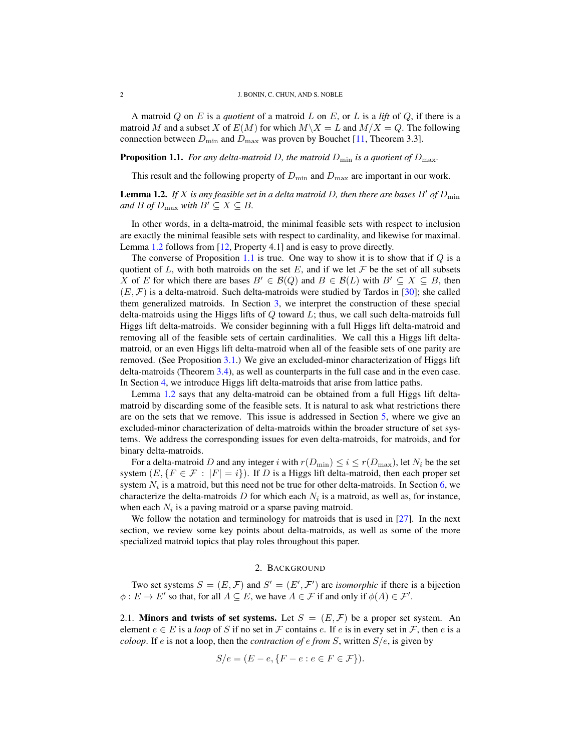A matroid $Q$ on $E$ is a *quotient* of a matroid $L$ on $E$, or $L$ is a *lift* of $Q$, if there is a matroid $M$ and a subset $X$ of $E(M)$ for which $M\backslash X = L$ and $M/X = Q$. The following connection between $D_{\min}$ and $D_{\max}$ was proven by Bouchet [11, Theorem 3.3].

**Proposition 1.1.** *For any delta-matroid $D$, the matroid $D_{\min}$ is a quotient of $D_{\max}$.*

This result and the following property of $D_{\min}$ and $D_{\max}$ are important in our work.

**Lemma 1.2.** *If $X$ is any feasible set in a delta matroid $D$, then there are bases $B'$ of $D_{\min}$ and $B$ of $D_{\max}$ with $B' \subseteq X \subseteq B$.*

In other words, in a delta-matroid, the minimal feasible sets with respect to inclusion are exactly the minimal feasible sets with respect to cardinality, and likewise for maximal. Lemma 1.2 follows from [12, Property 4.1] and is easy to prove directly.

The converse of Proposition 1.1 is true. One way to show it is to show that if $Q$ is a quotient of $L$, with both matroids on the set $E$, and if we let $\mathcal{F}$ be the set of all subsets $X$ of $E$ for which there are bases $B' \in \mathcal{B}(Q)$ and $B \in \mathcal{B}(L)$ with $B' \subseteq X \subseteq B$, then $(E, \mathcal{F})$ is a delta-matroid. Such delta-matroids were studied by Tardos in [30]; she called them generalized matroids. In Section 3, we interpret the construction of these special delta-matroids using the Higgs lifts of $Q$ toward $L$; thus, we call such delta-matroids full Higgs lift delta-matroids. We consider beginning with a full Higgs lift delta-matroid and removing all of the feasible sets of certain cardinalities. We call this a Higgs lift delta-matroid, or an even Higgs lift delta-matroid when all of the feasible sets of one parity are removed. (See Proposition 3.1.) We give an excluded-minor characterization of Higgs lift delta-matroids (Theorem 3.4), as well as counterparts in the full case and in the even case. In Section 4, we introduce Higgs lift delta-matroids that arise from lattice paths.

Lemma 1.2 says that any delta-matroid can be obtained from a full Higgs lift delta-matroid by discarding some of the feasible sets. It is natural to ask what restrictions there are on the sets that we remove. This issue is addressed in Section 5, where we give an excluded-minor characterization of delta-matroids within the broader structure of set systems. We address the corresponding issues for even delta-matroids, for matroids, and for binary delta-matroids.

For a delta-matroid $D$ and any integer $i$ with $r(D_{\min}) \leq i \leq r(D_{\max})$, let $N_i$ be the set system $(E, \{F \in \mathcal{F} : |F| = i\})$. If $D$ is a Higgs lift delta-matroid, then each proper set system $N_i$ is a matroid, but this need not be true for other delta-matroids. In Section 6, we characterize the delta-matroids $D$ for which each $N_i$ is a matroid, as well as, for instance, when each $N_i$ is a paving matroid or a sparse paving matroid.

We follow the notation and terminology for matroids that is used in [27]. In the next section, we review some key points about delta-matroids, as well as some of the more specialized matroid topics that play roles throughout this paper.

## 2. Background

Two set systems $S = (E, \mathcal{F})$ and $S' = (E', \mathcal{F}')$ are *isomorphic* if there is a bijection $\phi : E \to E'$ so that, for all $A \subseteq E$, we have $A \in \mathcal{F}$ if and only if $\phi(A) \in \mathcal{F}'$.

2.1. **Minors and twists of set systems.** Let $S = (E, \mathcal{F})$ be a proper set system. An element $e \in E$ is a *loop* of $S$ if no set in $\mathcal{F}$ contains $e$. If $e$ is in every set in $\mathcal{F}$, then $e$ is a *coloop*. If $e$ is not a loop, then the *contraction of $e$ from $S$*, written $S/e$, is given by

$$S/e = (E - e, \{F - e : e \in F \in \mathcal{F}\}).$$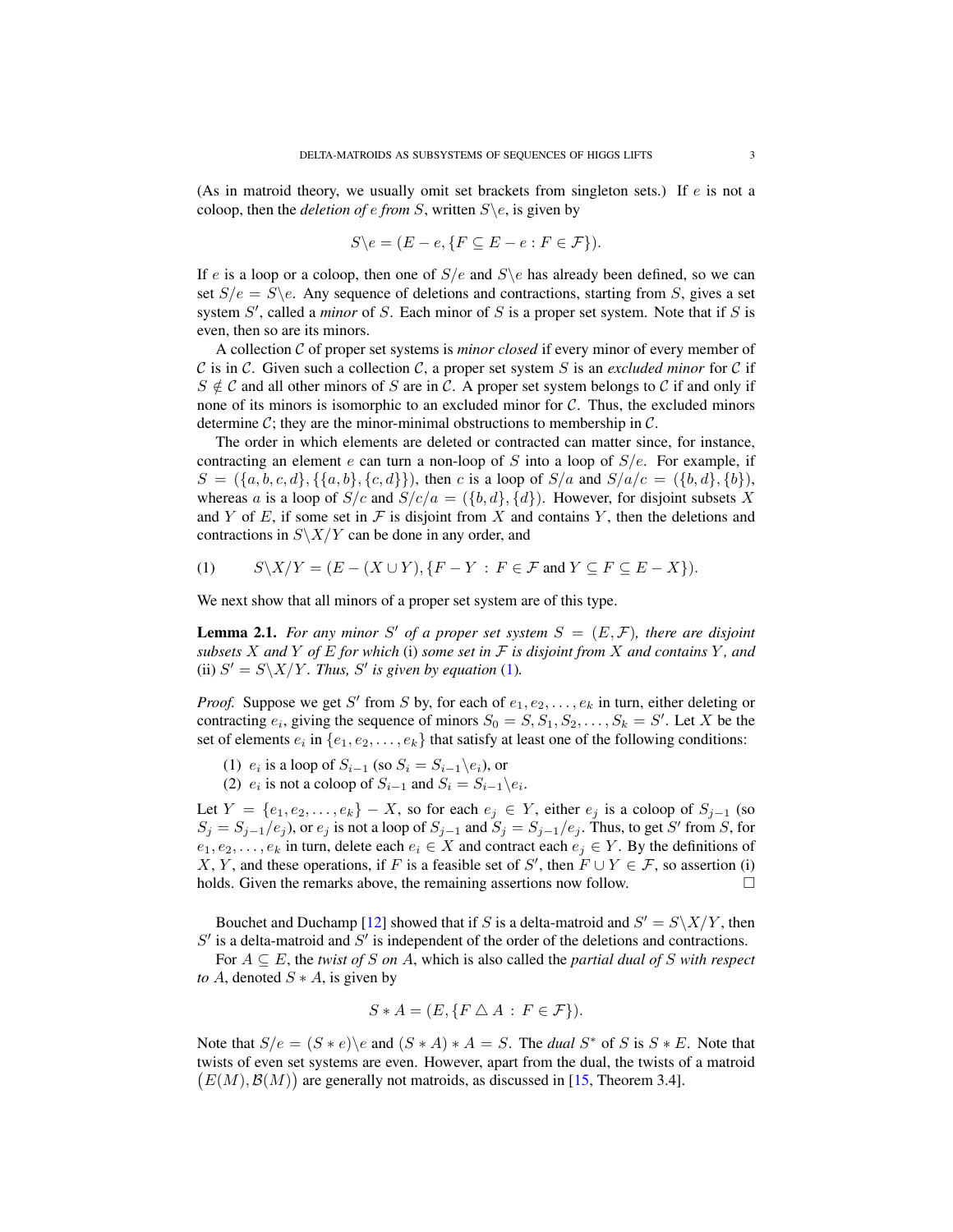(As in matroid theory, we usually omit set brackets from singleton sets.) If $e$ is not a coloop, then the *deletion of* $e$ *from* $S$, written $S\backslash e$, is given by

$$S\backslash e = (E - e, \{F \subseteq E - e : F \in \mathcal{F}\}).$$

If $e$ is a loop or a coloop, then one of $S/e$ and $S\backslash e$ has already been defined, so we can set $S/e = S\backslash e$. Any sequence of deletions and contractions, starting from $S$, gives a set system $S'$, called a *minor* of $S$. Each minor of $S$ is a proper set system. Note that if $S$ is even, then so are its minors.

A collection $\mathcal{C}$ of proper set systems is *minor closed* if every minor of every member of $\mathcal{C}$ is in $\mathcal{C}$. Given such a collection $\mathcal{C}$, a proper set system $S$ is an *excluded minor* for $\mathcal{C}$ if $S \notin \mathcal{C}$ and all other minors of $S$ are in $\mathcal{C}$. A proper set system belongs to $\mathcal{C}$ if and only if none of its minors is isomorphic to an excluded minor for $\mathcal{C}$. Thus, the excluded minors determine $\mathcal{C}$; they are the minor-minimal obstructions to membership in $\mathcal{C}$.

The order in which elements are deleted or contracted can matter since, for instance, contracting an element $e$ can turn a non-loop of $S$ into a loop of $S/e$. For example, if $S = (\{a, b, c, d\}, \{\{a, b\}, \{c, d\}\})$, then $c$ is a loop of $S/a$ and $S/a/c = (\{b, d\}, \{b\})$, whereas $a$ is a loop of $S/c$ and $S/c/a = (\{b, d\}, \{d\})$. However, for disjoint subsets $X$ and $Y$ of $E$, if some set in $\mathcal{F}$ is disjoint from $X$ and contains $Y$, then the deletions and contractions in $S\backslash X/Y$ can be done in any order, and

$$S\backslash X/Y = (E - (X \cup Y), \{F - Y \,:\, F \in \mathcal{F} \text{ and } Y \subseteq F \subseteq E - X\}). \tag{1}$$

We next show that all minors of a proper set system are of this type.

**Lemma 2.1.** *For any minor $S'$ of a proper set system $S = (E, \mathcal{F})$, there are disjoint subsets $X$ and $Y$ of $E$ for which* (i) *some set in $\mathcal{F}$ is disjoint from $X$ and contains $Y$, and* (ii) *$S' = S\backslash X/Y$. Thus, $S'$ is given by equation* (1)*.*

*Proof.* Suppose we get $S'$ from $S$ by, for each of $e_1, e_2, \ldots, e_k$ in turn, either deleting or contracting $e_i$, giving the sequence of minors $S_0 = S, S_1, S_2, \ldots, S_k = S'$. Let $X$ be the set of elements $e_i$ in $\{e_1, e_2, \ldots, e_k\}$ that satisfy at least one of the following conditions:

(1) $e_i$ is a loop of $S_{i-1}$ (so $S_i = S_{i-1}\backslash e_i$), or
(2) $e_i$ is not a coloop of $S_{i-1}$ and $S_i = S_{i-1}\backslash e_i$.

Let $Y = \{e_1, e_2, \ldots, e_k\} - X$, so for each $e_j \in Y$, either $e_j$ is a coloop of $S_{j-1}$ (so $S_j = S_{j-1}/e_j$), or $e_j$ is not a loop of $S_{j-1}$ and $S_j = S_{j-1}/e_j$. Thus, to get $S'$ from $S$, for $e_1, e_2, \ldots, e_k$ in turn, delete each $e_i \in X$ and contract each $e_j \in Y$. By the definitions of $X$, $Y$, and these operations, if $F$ is a feasible set of $S'$, then $F \cup Y \in \mathcal{F}$, so assertion (i) holds. Given the remarks above, the remaining assertions now follow. $\square$

Bouchet and Duchamp [12] showed that if $S$ is a delta-matroid and $S' = S\backslash X/Y$, then $S'$ is a delta-matroid and $S'$ is independent of the order of the deletions and contractions.

For $A \subseteq E$, the *twist of $S$ on $A$*, which is also called the *partial dual of $S$ with respect to $A$*, denoted $S * A$, is given by

$$S * A = (E, \{F \,\triangle\, A \,:\, F \in \mathcal{F}\}).$$

Note that $S/e = (S * e)\backslash e$ and $(S * A) * A = S$. The *dual* $S^*$ of $S$ is $S * E$. Note that twists of even set systems are even. However, apart from the dual, the twists of a matroid $\big(E(M), \mathcal{B}(M)\big)$ are generally not matroids, as discussed in [15, Theorem 3.4].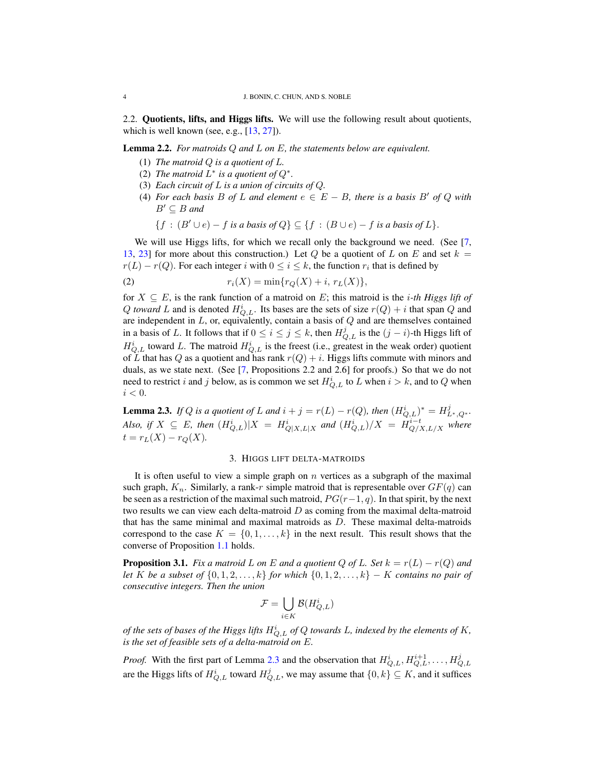2.2. **Quotients, lifts, and Higgs lifts.** We will use the following result about quotients, which is well known (see, e.g., [13, 27]).

**Lemma 2.2.** *For matroids $Q$ and $L$ on $E$, the statements below are equivalent.*

1. *The matroid $Q$ is a quotient of $L$.*
2. *The matroid $L^*$ is a quotient of $Q^*$.*
3. *Each circuit of $L$ is a union of circuits of $Q$.*
4. *For each basis $B$ of $L$ and element $e \in E - B$, there is a basis $B'$ of $Q$ with $B' \subseteq B$ and*

   $$\{f : (B' \cup e) - f \text{ is a basis of } Q\} \subseteq \{f : (B \cup e) - f \text{ is a basis of } L\}.$$

We will use Higgs lifts, for which we recall only the background we need. (See [7, 13, 23] for more about this construction.) Let $Q$ be a quotient of $L$ on $E$ and set $k = r(L) - r(Q)$. For each integer $i$ with $0 \leq i \leq k$, the function $r_i$ that is defined by

$$r_i(X) = \min\{r_Q(X) + i,\ r_L(X)\}, \tag{2}$$

for $X \subseteq E$, is the rank function of a matroid on $E$; this matroid is the *$i$-th Higgs lift of $Q$ toward $L$* and is denoted $H^i_{Q,L}$. Its bases are the sets of size $r(Q) + i$ that span $Q$ and are independent in $L$, or, equivalently, contain a basis of $Q$ and are themselves contained in a basis of $L$. It follows that if $0 \leq i \leq j \leq k$, then $H^j_{Q,L}$ is the $(j-i)$-th Higgs lift of $H^i_{Q,L}$ toward $L$. The matroid $H^i_{Q,L}$ is the freest (i.e., greatest in the weak order) quotient of $L$ that has $Q$ as a quotient and has rank $r(Q) + i$. Higgs lifts commute with minors and duals, as we state next. (See [7, Propositions 2.2 and 2.6] for proofs.) So that we do not need to restrict $i$ and $j$ below, as is common we set $H^i_{Q,L}$ to $L$ when $i > k$, and to $Q$ when $i < 0$.

**Lemma 2.3.** *If $Q$ is a quotient of $L$ and $i + j = r(L) - r(Q)$, then $(H^i_{Q,L})^* = H^j_{L^*,Q^*}$. Also, if $X \subseteq E$, then $(H^i_{Q,L})|X = H^i_{Q|X,L|X}$ and $(H^i_{Q,L})/X = H^{i-t}_{Q/X,L/X}$ where $t = r_L(X) - r_Q(X)$.*

## 3. Higgs lift delta-matroids

It is often useful to view a simple graph on $n$ vertices as a subgraph of the maximal such graph, $K_n$. Similarly, a rank-$r$ simple matroid that is representable over $GF(q)$ can be seen as a restriction of the maximal such matroid, $PG(r-1, q)$. In that spirit, by the next two results we can view each delta-matroid $D$ as coming from the maximal delta-matroid that has the same minimal and maximal matroids as $D$. These maximal delta-matroids correspond to the case $K = \{0, 1, \ldots, k\}$ in the next result. This result shows that the converse of Proposition 1.1 holds.

**Proposition 3.1.** *Fix a matroid $L$ on $E$ and a quotient $Q$ of $L$. Set $k = r(L) - r(Q)$ and let $K$ be a subset of $\{0, 1, 2, \ldots, k\}$ for which $\{0, 1, 2, \ldots, k\} - K$ contains no pair of consecutive integers. Then the union*

$$\mathcal{F} = \bigcup_{i \in K} \mathcal{B}(H^i_{Q,L})$$

*of the sets of bases of the Higgs lifts $H^i_{Q,L}$ of $Q$ towards $L$, indexed by the elements of $K$, is the set of feasible sets of a delta-matroid on $E$.*

*Proof.* With the first part of Lemma 2.3 and the observation that $H^i_{Q,L}, H^{i+1}_{Q,L}, \ldots, H^j_{Q,L}$ are the Higgs lifts of $H^i_{Q,L}$ toward $H^j_{Q,L}$, we may assume that $\{0, k\} \subseteq K$, and it suffices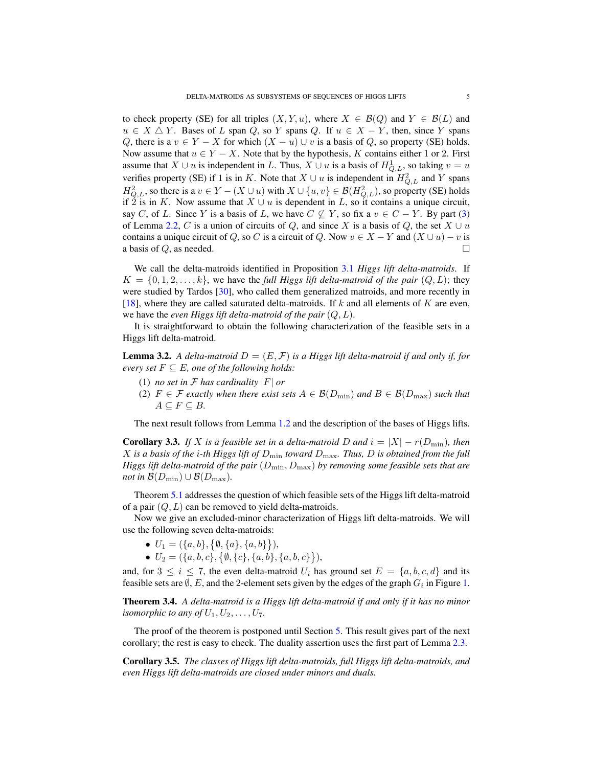to check property (SE) for all triples $(X, Y, u)$, where $X \in \mathcal{B}(Q)$ and $Y \in \mathcal{B}(L)$ and $u \in X \triangle Y$. Bases of $L$ span $Q$, so $Y$ spans $Q$. If $u \in X - Y$, then, since $Y$ spans $Q$, there is a $v \in Y - X$ for which $(X - u) \cup v$ is a basis of $Q$, so property (SE) holds. Now assume that $u \in Y - X$. Note that by the hypothesis, $K$ contains either 1 or 2. First assume that $X \cup u$ is independent in $L$. Thus, $X \cup u$ is a basis of $H^1_{Q,L}$, so taking $v = u$ verifies property (SE) if 1 is in $K$. Note that $X \cup u$ is independent in $H^2_{Q,L}$ and $Y$ spans $H^2_{Q,L}$, so there is a $v \in Y - (X \cup u)$ with $X \cup \{u, v\} \in \mathcal{B}(H^2_{Q,L})$, so property (SE) holds if 2 is in $K$. Now assume that $X \cup u$ is dependent in $L$, so it contains a unique circuit, say $C$, of $L$. Since $Y$ is a basis of $L$, we have $C \not\subseteq Y$, so fix a $v \in C - Y$. By part (3) of Lemma 2.2, $C$ is a union of circuits of $Q$, and since $X$ is a basis of $Q$, the set $X \cup u$ contains a unique circuit of $Q$, so $C$ is a circuit of $Q$. Now $v \in X - Y$ and $(X \cup u) - v$ is a basis of $Q$, as needed. □

We call the delta-matroids identified in Proposition 3.1 *Higgs lift delta-matroids*. If $K = \{0, 1, 2, \ldots, k\}$, we have the *full Higgs lift delta-matroid of the pair* $(Q, L)$; they were studied by Tardos [30], who called them generalized matroids, and more recently in [18], where they are called saturated delta-matroids. If $k$ and all elements of $K$ are even, we have the *even Higgs lift delta-matroid of the pair* $(Q, L)$.

It is straightforward to obtain the following characterization of the feasible sets in a Higgs lift delta-matroid.

**Lemma 3.2.** *A delta-matroid $D = (E, \mathcal{F})$ is a Higgs lift delta-matroid if and only if, for every set $F \subseteq E$, one of the following holds:*

(1) *no set in $\mathcal{F}$ has cardinality $|F|$ or*
(2) *$F \in \mathcal{F}$ exactly when there exist sets $A \in \mathcal{B}(D_{\min})$ and $B \in \mathcal{B}(D_{\max})$ such that $A \subseteq F \subseteq B$.*

The next result follows from Lemma 1.2 and the description of the bases of Higgs lifts.

**Corollary 3.3.** *If $X$ is a feasible set in a delta-matroid $D$ and $i = |X| - r(D_{\min})$, then $X$ is a basis of the $i$-th Higgs lift of $D_{\min}$ toward $D_{\max}$. Thus, $D$ is obtained from the full Higgs lift delta-matroid of the pair $(D_{\min}, D_{\max})$ by removing some feasible sets that are not in $\mathcal{B}(D_{\min}) \cup \mathcal{B}(D_{\max})$.*

Theorem 5.1 addresses the question of which feasible sets of the Higgs lift delta-matroid of a pair $(Q, L)$ can be removed to yield delta-matroids.

Now we give an excluded-minor characterization of Higgs lift delta-matroids. We will use the following seven delta-matroids:

- $U_1 = (\{a, b\}, \{\emptyset, \{a\}, \{a, b\}\})$,
- $U_2 = (\{a, b, c\}, \{\emptyset, \{c\}, \{a, b\}, \{a, b, c\}\})$,

and, for $3 \leq i \leq 7$, the even delta-matroid $U_i$ has ground set $E = \{a, b, c, d\}$ and its feasible sets are $\emptyset$, $E$, and the 2-element sets given by the edges of the graph $G_i$ in Figure 1.

**Theorem 3.4.** *A delta-matroid is a Higgs lift delta-matroid if and only if it has no minor isomorphic to any of $U_1, U_2, \ldots, U_7$.*

The proof of the theorem is postponed until Section 5. This result gives part of the next corollary; the rest is easy to check. The duality assertion uses the first part of Lemma 2.3.

**Corollary 3.5.** *The classes of Higgs lift delta-matroids, full Higgs lift delta-matroids, and even Higgs lift delta-matroids are closed under minors and duals.*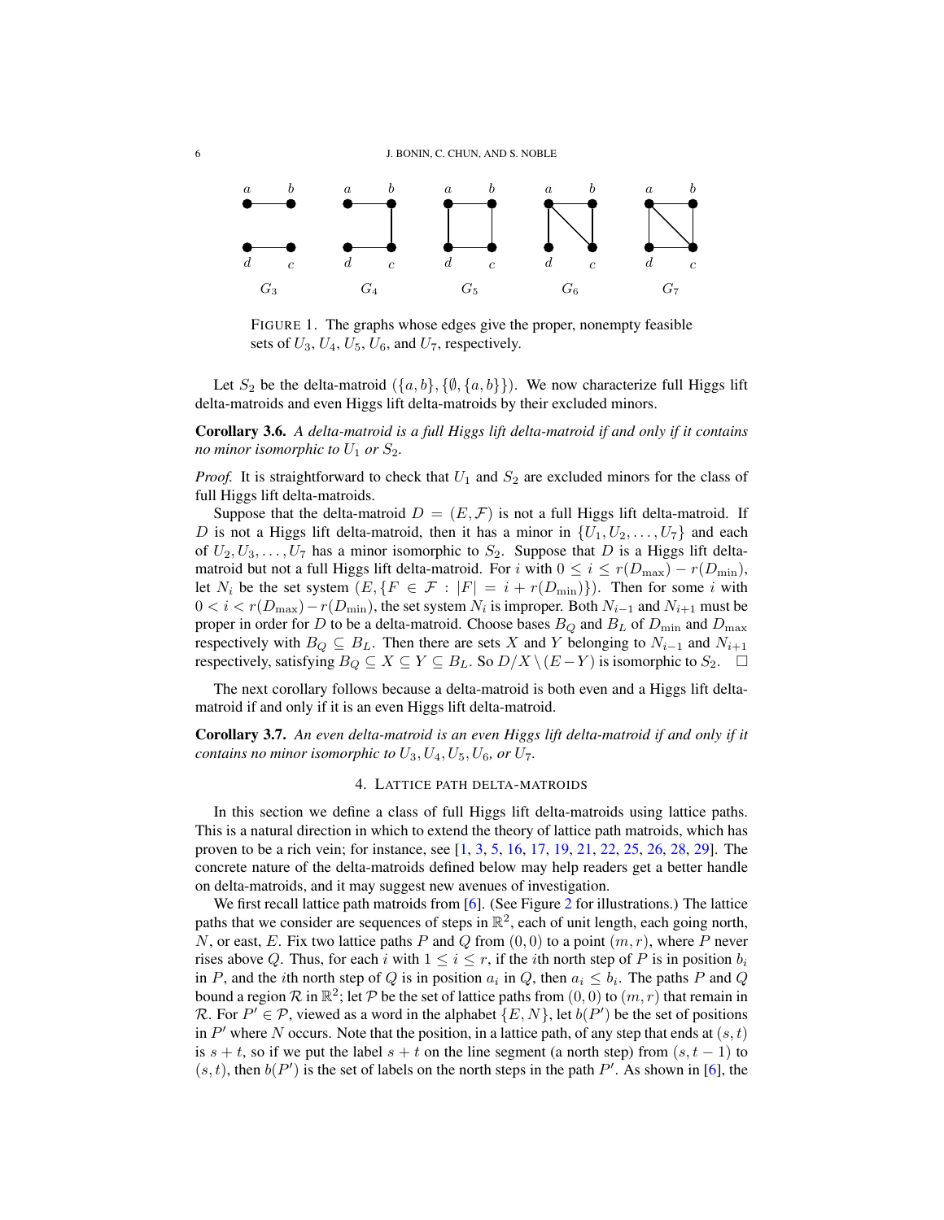FIGURE 1. The graphs whose edges give the proper, nonempty feasible sets of $U_3$, $U_4$, $U_5$, $U_6$, and $U_7$, respectively.

Let $S_2$ be the delta-matroid $(\{a,b\},\{\emptyset,\{a,b\}\})$. We now characterize full Higgs lift delta-matroids and even Higgs lift delta-matroids by their excluded minors.

**Corollary 3.6.** *A delta-matroid is a full Higgs lift delta-matroid if and only if it contains no minor isomorphic to $U_1$ or $S_2$.*

*Proof.* It is straightforward to check that $U_1$ and $S_2$ are excluded minors for the class of full Higgs lift delta-matroids.

Suppose that the delta-matroid $D = (E, \mathcal{F})$ is not a full Higgs lift delta-matroid. If $D$ is not a Higgs lift delta-matroid, then it has a minor in $\{U_1, U_2, \dots, U_7\}$ and each of $U_2, U_3, \dots, U_7$ has a minor isomorphic to $S_2$. Suppose that $D$ is a Higgs lift delta-matroid but not a full Higgs lift delta-matroid. For $i$ with $0 \leq i \leq r(D_{\max}) - r(D_{\min})$, let $N_i$ be the set system $(E, \{F \in \mathcal{F} : |F| = i + r(D_{\min})\})$. Then for some $i$ with $0 < i < r(D_{\max}) - r(D_{\min})$, the set system $N_i$ is improper. Both $N_{i-1}$ and $N_{i+1}$ must be proper in order for $D$ to be a delta-matroid. Choose bases $B_Q$ and $B_L$ of $D_{\min}$ and $D_{\max}$ respectively with $B_Q \subseteq B_L$. Then there are sets $X$ and $Y$ belonging to $N_{i-1}$ and $N_{i+1}$ respectively, satisfying $B_Q \subseteq X \subseteq Y \subseteq B_L$. So $D/X \setminus (E-Y)$ is isomorphic to $S_2$. $\square$

The next corollary follows because a delta-matroid is both even and a Higgs lift delta-matroid if and only if it is an even Higgs lift delta-matroid.

**Corollary 3.7.** *An even delta-matroid is an even Higgs lift delta-matroid if and only if it contains no minor isomorphic to $U_3, U_4, U_5, U_6$, or $U_7$.*

## 4. LATTICE PATH DELTA-MATROIDS

In this section we define a class of full Higgs lift delta-matroids using lattice paths. This is a natural direction in which to extend the theory of lattice path matroids, which has proven to be a rich vein; for instance, see [1, 3, 5, 16, 17, 19, 21, 22, 25, 26, 28, 29]. The concrete nature of the delta-matroids defined below may help readers get a better handle on delta-matroids, and it may suggest new avenues of investigation.

We first recall lattice path matroids from [6]. (See Figure 2 for illustrations.) The lattice paths that we consider are sequences of steps in $\mathbb{R}^2$, each of unit length, each going north, $N$, or east, $E$. Fix two lattice paths $P$ and $Q$ from $(0,0)$ to a point $(m,r)$, where $P$ never rises above $Q$. Thus, for each $i$ with $1 \leq i \leq r$, if the $i$th north step of $P$ is in position $b_i$ in $P$, and the $i$th north step of $Q$ is in position $a_i$ in $Q$, then $a_i \leq b_i$. The paths $P$ and $Q$ bound a region $\mathcal{R}$ in $\mathbb{R}^2$; let $\mathcal{P}$ be the set of lattice paths from $(0,0)$ to $(m,r)$ that remain in $\mathcal{R}$. For $P' \in \mathcal{P}$, viewed as a word in the alphabet $\{E, N\}$, let $b(P')$ be the set of positions in $P'$ where $N$ occurs. Note that the position, in a lattice path, of any step that ends at $(s,t)$ is $s+t$, so if we put the label $s+t$ on the line segment (a north step) from $(s,t-1)$ to $(s,t)$, then $b(P')$ is the set of labels on the north steps in the path $P'$. As shown in [6], the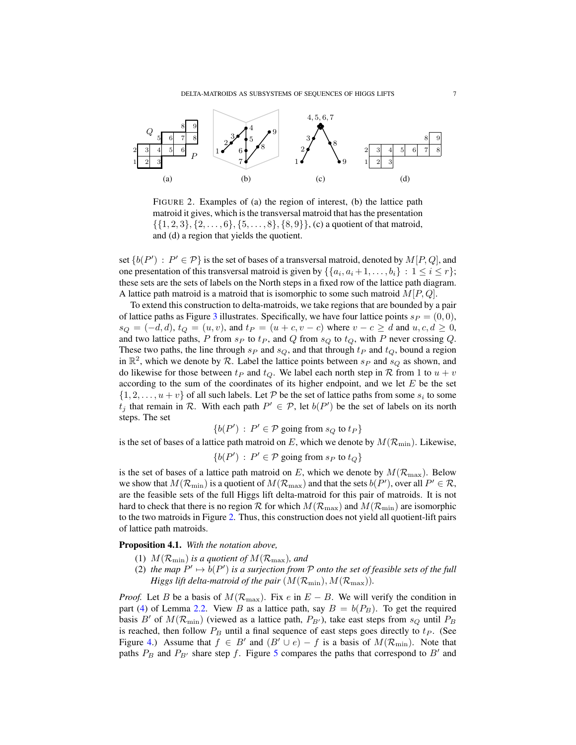FIGURE 2. Examples of (a) the region of interest, (b) the lattice path matroid it gives, which is the transversal matroid that has the presentation $\{\{1,2,3\},\{2,\dots,6\},\{5,\dots,8\},\{8,9\}\}$, (c) a quotient of that matroid, and (d) a region that yields the quotient.

set $\{b(P') : P' \in \mathcal{P}\}$ is the set of bases of a transversal matroid, denoted by $M[P,Q]$, and one presentation of this transversal matroid is given by $\{\{a_i, a_i+1, \dots, b_i\} : 1 \leq i \leq r\}$; these sets are the sets of labels on the North steps in a fixed row of the lattice path diagram. A lattice path matroid is a matroid that is isomorphic to some such matroid $M[P,Q]$.

To extend this construction to delta-matroids, we take regions that are bounded by a pair of lattice paths as Figure 3 illustrates. Specifically, we have four lattice points $s_P = (0,0)$, $s_Q = (-d,d)$, $t_Q = (u,v)$, and $t_P = (u+c, v-c)$ where $v-c \geq d$ and $u,c,d \geq 0$, and two lattice paths, $P$ from $s_P$ to $t_P$, and $Q$ from $s_Q$ to $t_Q$, with $P$ never crossing $Q$. These two paths, the line through $s_P$ and $s_Q$, and that through $t_P$ and $t_Q$, bound a region in $\mathbb{R}^2$, which we denote by $\mathcal{R}$. Label the lattice points between $s_P$ and $s_Q$ as shown, and do likewise for those between $t_P$ and $t_Q$. We label each north step in $\mathcal{R}$ from 1 to $u+v$ according to the sum of the coordinates of its higher endpoint, and we let $E$ be the set $\{1,2,\dots,u+v\}$ of all such labels. Let $\mathcal{P}$ be the set of lattice paths from some $s_i$ to some $t_j$ that remain in $\mathcal{R}$. With each path $P' \in \mathcal{P}$, let $b(P')$ be the set of labels on its north steps. The set

$$\{b(P') : P' \in \mathcal{P} \text{ going from } s_Q \text{ to } t_P\}$$

is the set of bases of a lattice path matroid on $E$, which we denote by $M(\mathcal{R}_{\min})$. Likewise,

$$\{b(P') : P' \in \mathcal{P} \text{ going from } s_P \text{ to } t_Q\}$$

is the set of bases of a lattice path matroid on $E$, which we denote by $M(\mathcal{R}_{\max})$. Below we show that $M(\mathcal{R}_{\min})$ is a quotient of $M(\mathcal{R}_{\max})$ and that the sets $b(P')$, over all $P' \in \mathcal{R}$, are the feasible sets of the full Higgs lift delta-matroid for this pair of matroids. It is not hard to check that there is no region $\mathcal{R}$ for which $M(\mathcal{R}_{\max})$ and $M(\mathcal{R}_{\min})$ are isomorphic to the two matroids in Figure 2. Thus, this construction does not yield all quotient-lift pairs of lattice path matroids.

**Proposition 4.1.** *With the notation above,*

1. $M(\mathcal{R}_{\min})$ *is a quotient of* $M(\mathcal{R}_{\max})$*, and*
2. *the map* $P' \mapsto b(P')$ *is a surjection from* $\mathcal{P}$ *onto the set of feasible sets of the full Higgs lift delta-matroid of the pair* $(M(\mathcal{R}_{\min}), M(\mathcal{R}_{\max}))$.

*Proof.* Let $B$ be a basis of $M(\mathcal{R}_{\max})$. Fix $e$ in $E - B$. We will verify the condition in part (4) of Lemma 2.2. View $B$ as a lattice path, say $B = b(P_B)$. To get the required basis $B'$ of $M(\mathcal{R}_{\min})$ (viewed as a lattice path, $P_{B'}$), take east steps from $s_Q$ until $P_B$ is reached, then follow $P_B$ until a final sequence of east steps goes directly to $t_P$. (See Figure 4.) Assume that $f \in B'$ and $(B' \cup e) - f$ is a basis of $M(\mathcal{R}_{\min})$. Note that paths $P_B$ and $P_{B'}$ share step $f$. Figure 5 compares the paths that correspond to $B'$ and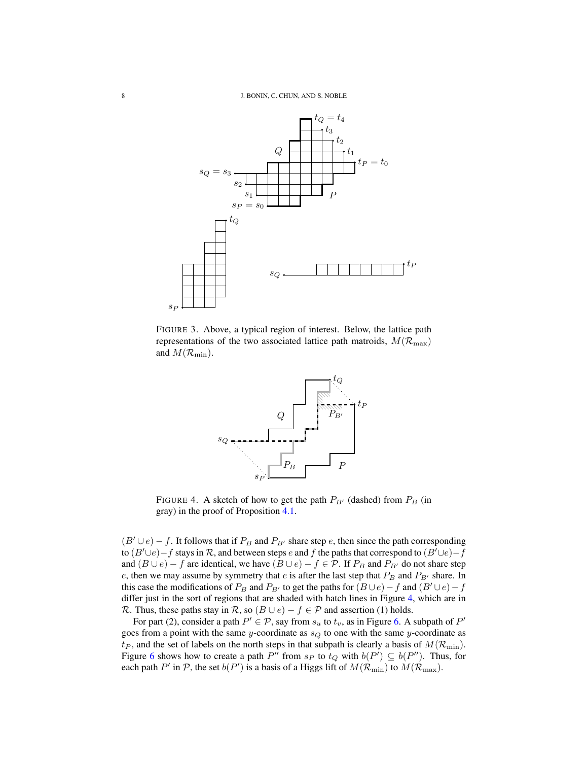FIGURE 3. Above, a typical region of interest. Below, the lattice path representations of the two associated lattice path matroids, $M(\mathcal{R}_{\max})$ and $M(\mathcal{R}_{\min})$.

FIGURE 4. A sketch of how to get the path $P_{B'}$ (dashed) from $P_B$ (in gray) in the proof of Proposition 4.1.

$(B' \cup e) - f$. It follows that if $P_B$ and $P_{B'}$ share step $e$, then since the path corresponding to $(B' \cup e) - f$ stays in $\mathcal{R}$, and between steps $e$ and $f$ the paths that correspond to $(B' \cup e) - f$ and $(B \cup e) - f$ are identical, we have $(B \cup e) - f \in \mathcal{P}$. If $P_B$ and $P_{B'}$ do not share step $e$, then we may assume by symmetry that $e$ is after the last step that $P_B$ and $P_{B'}$ share. In this case the modifications of $P_B$ and $P_{B'}$ to get the paths for $(B \cup e) - f$ and $(B' \cup e) - f$ differ just in the sort of regions that are shaded with hatch lines in Figure 4, which are in $\mathcal{R}$. Thus, these paths stay in $\mathcal{R}$, so $(B \cup e) - f \in \mathcal{P}$ and assertion (1) holds.

For part (2), consider a path $P' \in \mathcal{P}$, say from $s_u$ to $t_v$, as in Figure 6. A subpath of $P'$ goes from a point with the same $y$-coordinate as $s_Q$ to one with the same $y$-coordinate as $t_P$, and the set of labels on the north steps in that subpath is clearly a basis of $M(\mathcal{R}_{\min})$. Figure 6 shows how to create a path $P''$ from $s_P$ to $t_Q$ with $b(P') \subseteq b(P'')$. Thus, for each path $P'$ in $\mathcal{P}$, the set $b(P')$ is a basis of a Higgs lift of $M(\mathcal{R}_{\min})$ to $M(\mathcal{R}_{\max})$.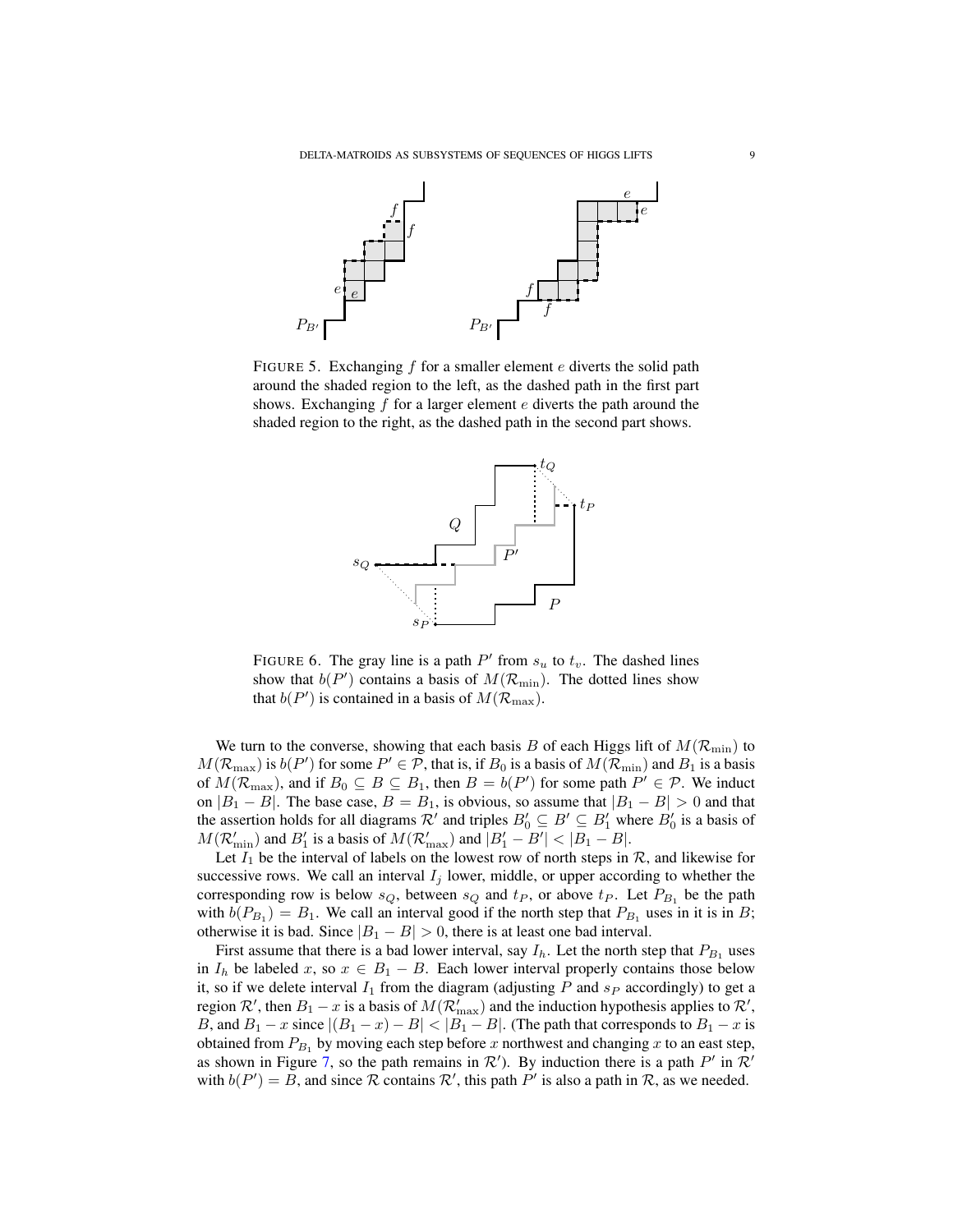FIGURE 5. Exchanging $f$ for a smaller element $e$ diverts the solid path around the shaded region to the left, as the dashed path in the first part shows. Exchanging $f$ for a larger element $e$ diverts the path around the shaded region to the right, as the dashed path in the second part shows.

FIGURE 6. The gray line is a path $P'$ from $s_u$ to $t_v$. The dashed lines show that $b(P')$ contains a basis of $M(\mathcal{R}_{\min})$. The dotted lines show that $b(P')$ is contained in a basis of $M(\mathcal{R}_{\max})$.

We turn to the converse, showing that each basis $B$ of each Higgs lift of $M(\mathcal{R}_{\min})$ to $M(\mathcal{R}_{\max})$ is $b(P')$ for some $P' \in \mathcal{P}$, that is, if $B_0$ is a basis of $M(\mathcal{R}_{\min})$ and $B_1$ is a basis of $M(\mathcal{R}_{\max})$, and if $B_0 \subseteq B \subseteq B_1$, then $B = b(P')$ for some path $P' \in \mathcal{P}$. We induct on $|B_1 - B|$. The base case, $B = B_1$, is obvious, so assume that $|B_1 - B| > 0$ and that the assertion holds for all diagrams $\mathcal{R}'$ and triples $B'_0 \subseteq B' \subseteq B'_1$ where $B'_0$ is a basis of $M(\mathcal{R}'_{\min})$ and $B'_1$ is a basis of $M(\mathcal{R}'_{\max})$ and $|B'_1 - B'| < |B_1 - B|$.

Let $I_1$ be the interval of labels on the lowest row of north steps in $\mathcal{R}$, and likewise for successive rows. We call an interval $I_j$ lower, middle, or upper according to whether the corresponding row is below $s_Q$, between $s_Q$ and $t_P$, or above $t_P$. Let $P_{B_1}$ be the path with $b(P_{B_1}) = B_1$. We call an interval good if the north step that $P_{B_1}$ uses in it is in $B$; otherwise it is bad. Since $|B_1 - B| > 0$, there is at least one bad interval.

First assume that there is a bad lower interval, say $I_h$. Let the north step that $P_{B_1}$ uses in $I_h$ be labeled $x$, so $x \in B_1 - B$. Each lower interval properly contains those below it, so if we delete interval $I_1$ from the diagram (adjusting $P$ and $s_P$ accordingly) to get a region $\mathcal{R}'$, then $B_1 - x$ is a basis of $M(\mathcal{R}'_{\max})$ and the induction hypothesis applies to $\mathcal{R}'$, $B$, and $B_1 - x$ since $|(B_1 - x) - B| < |B_1 - B|$. (The path that corresponds to $B_1 - x$ is obtained from $P_{B_1}$ by moving each step before $x$ northwest and changing $x$ to an east step, as shown in Figure 7, so the path remains in $\mathcal{R}'$). By induction there is a path $P'$ in $\mathcal{R}'$ with $b(P') = B$, and since $\mathcal{R}$ contains $\mathcal{R}'$, this path $P'$ is also a path in $\mathcal{R}$, as we needed.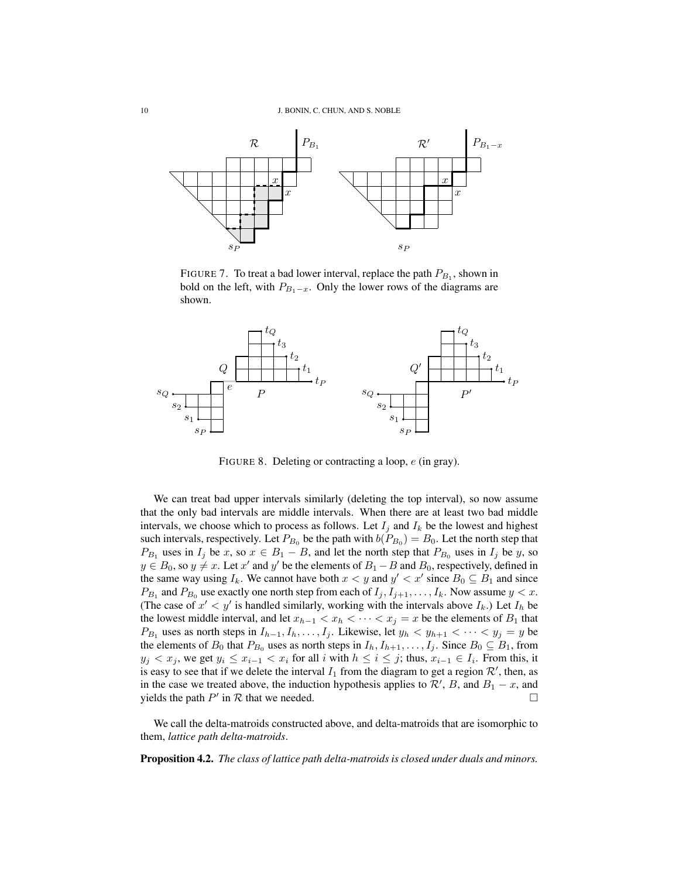FIGURE 7. To treat a bad lower interval, replace the path $P_{B_1}$, shown in bold on the left, with $P_{B_1-x}$. Only the lower rows of the diagrams are shown.

FIGURE 8. Deleting or contracting a loop, $e$ (in gray).

We can treat bad upper intervals similarly (deleting the top interval), so now assume that the only bad intervals are middle intervals. When there are at least two bad middle intervals, we choose which to process as follows. Let $I_j$ and $I_k$ be the lowest and highest such intervals, respectively. Let $P_{B_0}$ be the path with $b(P_{B_0}) = B_0$. Let the north step that $P_{B_1}$ uses in $I_j$ be $x$, so $x \in B_1 - B$, and let the north step that $P_{B_0}$ uses in $I_j$ be $y$, so $y \in B_0$, so $y \neq x$. Let $x'$ and $y'$ be the elements of $B_1 - B$ and $B_0$, respectively, defined in the same way using $I_k$. We cannot have both $x < y$ and $y' < x'$ since $B_0 \subseteq B_1$ and since $P_{B_1}$ and $P_{B_0}$ use exactly one north step from each of $I_j, I_{j+1}, \ldots, I_k$. Now assume $y < x$. (The case of $x' < y'$ is handled similarly, working with the intervals above $I_k$.) Let $I_h$ be the lowest middle interval, and let $x_{h-1} < x_h < \cdots < x_j = x$ be the elements of $B_1$ that $P_{B_1}$ uses as north steps in $I_{h-1}, I_h, \ldots, I_j$. Likewise, let $y_h < y_{h+1} < \cdots < y_j = y$ be the elements of $B_0$ that $P_{B_0}$ uses as north steps in $I_h, I_{h+1}, \ldots, I_j$. Since $B_0 \subseteq B_1$, from $y_j < x_j$, we get $y_i \leq x_{i-1} < x_i$ for all $i$ with $h \leq i \leq j$; thus, $x_{i-1} \in I_i$. From this, it is easy to see that if we delete the interval $I_1$ from the diagram to get a region $\mathcal{R}'$, then, as in the case we treated above, the induction hypothesis applies to $\mathcal{R}'$, $B$, and $B_1 - x$, and yields the path $P'$ in $\mathcal{R}$ that we needed. $\square$

We call the delta-matroids constructed above, and delta-matroids that are isomorphic to them, *lattice path delta-matroids*.

**Proposition 4.2.** *The class of lattice path delta-matroids is closed under duals and minors.*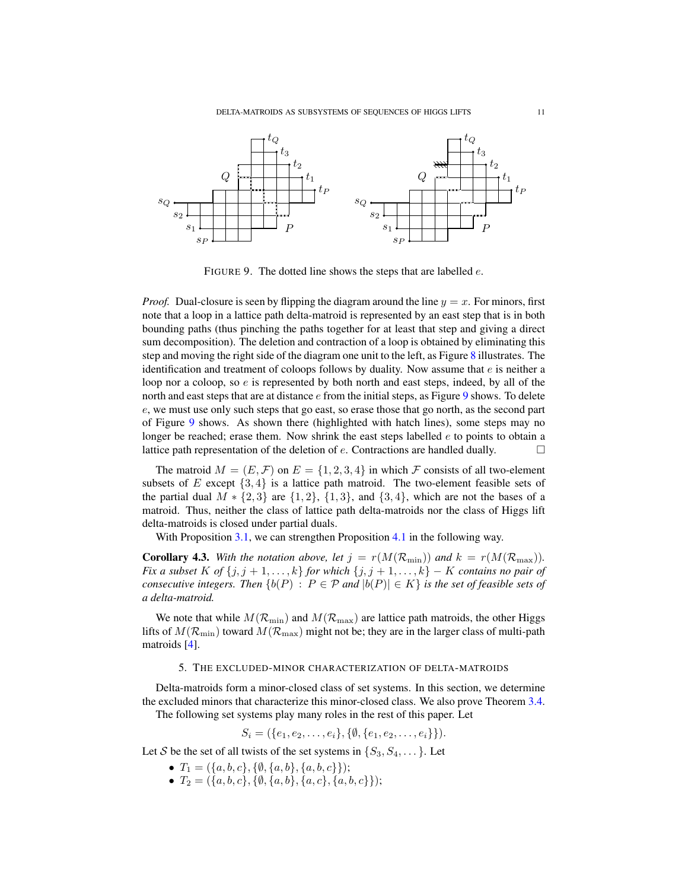FIGURE 9. The dotted line shows the steps that are labelled $e$.

*Proof.* Dual-closure is seen by flipping the diagram around the line $y = x$. For minors, first note that a loop in a lattice path delta-matroid is represented by an east step that is in both bounding paths (thus pinching the paths together for at least that step and giving a direct sum decomposition). The deletion and contraction of a loop is obtained by eliminating this step and moving the right side of the diagram one unit to the left, as Figure 8 illustrates. The identification and treatment of coloops follows by duality. Now assume that $e$ is neither a loop nor a coloop, so $e$ is represented by both north and east steps, indeed, by all of the north and east steps that are at distance $e$ from the initial steps, as Figure 9 shows. To delete $e$, we must use only such steps that go east, so erase those that go north, as the second part of Figure 9 shows. As shown there (highlighted with hatch lines), some steps may no longer be reached; erase them. Now shrink the east steps labelled $e$ to points to obtain a lattice path representation of the deletion of $e$. Contractions are handled dually. $\square$

The matroid $M = (E, \mathcal{F})$ on $E = \{1, 2, 3, 4\}$ in which $\mathcal{F}$ consists of all two-element subsets of $E$ except $\{3, 4\}$ is a lattice path matroid. The two-element feasible sets of the partial dual $M * \{2, 3\}$ are $\{1, 2\}$, $\{1, 3\}$, and $\{3, 4\}$, which are not the bases of a matroid. Thus, neither the class of lattice path delta-matroids nor the class of Higgs lift delta-matroids is closed under partial duals.

With Proposition 3.1, we can strengthen Proposition 4.1 in the following way.

**Corollary 4.3.** *With the notation above, let $j = r(M(\mathcal{R}_{\min}))$ and $k = r(M(\mathcal{R}_{\max}))$. Fix a subset $K$ of $\{j, j+1, \ldots, k\}$ for which $\{j, j+1, \ldots, k\} - K$ contains no pair of consecutive integers. Then $\{b(P) : P \in \mathcal{P}$ and $|b(P)| \in K\}$ is the set of feasible sets of a delta-matroid.*

We note that while $M(\mathcal{R}_{\min})$ and $M(\mathcal{R}_{\max})$ are lattice path matroids, the other Higgs lifts of $M(\mathcal{R}_{\min})$ toward $M(\mathcal{R}_{\max})$ might not be; they are in the larger class of multi-path matroids [4].

## 5. The excluded-minor characterization of delta-matroids

Delta-matroids form a minor-closed class of set systems. In this section, we determine the excluded minors that characterize this minor-closed class. We also prove Theorem 3.4.

The following set systems play many roles in the rest of this paper. Let

$$S_i = (\{e_1, e_2, \ldots, e_i\}, \{\emptyset, \{e_1, e_2, \ldots, e_i\}\}).$$

Let $\mathcal{S}$ be the set of all twists of the set systems in $\{S_3, S_4, \ldots\}$. Let

- $T_1 = (\{a, b, c\}, \{\emptyset, \{a, b\}, \{a, b, c\}\})$;
- $T_2 = (\{a, b, c\}, \{\emptyset, \{a, b\}, \{a, c\}, \{a, b, c\}\})$;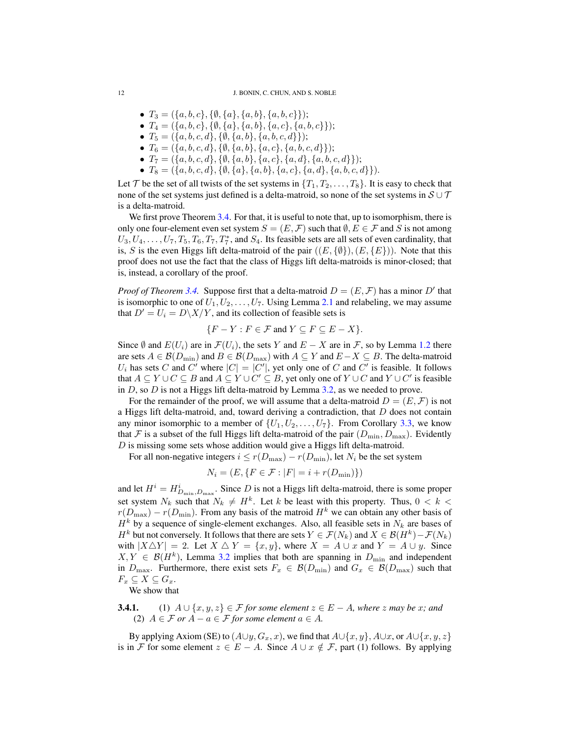- $T_3 = (\{a,b,c\}, \{\emptyset, \{a\}, \{a,b\}, \{a,b,c\}\})$;
- $T_4 = (\{a,b,c\}, \{\emptyset, \{a\}, \{a,b\}, \{a,c\}, \{a,b,c\}\})$;
- $T_5 = (\{a,b,c,d\}, \{\emptyset, \{a,b\}, \{a,b,c,d\}\})$;
- $T_6 = (\{a,b,c,d\}, \{\emptyset, \{a,b\}, \{a,c\}, \{a,b,c,d\}\})$;
- $T_7 = (\{a,b,c,d\}, \{\emptyset, \{a,b\}, \{a,c\}, \{a,d\}, \{a,b,c,d\}\})$;
- $T_8 = (\{a,b,c,d\}, \{\emptyset, \{a\}, \{a,b\}, \{a,c\}, \{a,d\}, \{a,b,c,d\}\})$.

Let $\mathcal{T}$ be the set of all twists of the set systems in $\{T_1, T_2, \ldots, T_8\}$. It is easy to check that none of the set systems just defined is a delta-matroid, so none of the set systems in $\mathcal{S} \cup \mathcal{T}$ is a delta-matroid.

We first prove Theorem 3.4. For that, it is useful to note that, up to isomorphism, there is only one four-element even set system $S = (E, \mathcal{F})$ such that $\emptyset, E \in \mathcal{F}$ and $S$ is not among $U_3, U_4, \ldots, U_7, T_5, T_6, T_7, T_7^*$, and $S_4$. Its feasible sets are all sets of even cardinality, that is, $S$ is the even Higgs lift delta-matroid of the pair $((E, \{\emptyset\}), (E, \{E\}))$. Note that this proof does not use the fact that the class of Higgs lift delta-matroids is minor-closed; that is, instead, a corollary of the proof.

*Proof of Theorem 3.4.* Suppose first that a delta-matroid $D = (E, \mathcal{F})$ has a minor $D'$ that is isomorphic to one of $U_1, U_2, \ldots, U_7$. Using Lemma 2.1 and relabeling, we may assume that $D' = U_i = D \backslash X / Y$, and its collection of feasible sets is

$$\{F - Y : F \in \mathcal{F} \text{ and } Y \subseteq F \subseteq E - X\}.$$

Since $\emptyset$ and $E(U_i)$ are in $\mathcal{F}(U_i)$, the sets $Y$ and $E - X$ are in $\mathcal{F}$, so by Lemma 1.2 there are sets $A \in \mathcal{B}(D_{\min})$ and $B \in \mathcal{B}(D_{\max})$ with $A \subseteq Y$ and $E - X \subseteq B$. The delta-matroid $U_i$ has sets $C$ and $C'$ where $|C| = |C'|$, yet only one of $C$ and $C'$ is feasible. It follows that $A \subseteq Y \cup C \subseteq B$ and $A \subseteq Y \cup C' \subseteq B$, yet only one of $Y \cup C$ and $Y \cup C'$ is feasible in $D$, so $D$ is not a Higgs lift delta-matroid by Lemma 3.2, as we needed to prove.

For the remainder of the proof, we will assume that a delta-matroid $D = (E, \mathcal{F})$ is not a Higgs lift delta-matroid, and, toward deriving a contradiction, that $D$ does not contain any minor isomorphic to a member of $\{U_1, U_2, \ldots, U_7\}$. From Corollary 3.3, we know that $\mathcal{F}$ is a subset of the full Higgs lift delta-matroid of the pair $(D_{\min}, D_{\max})$. Evidently $D$ is missing some sets whose addition would give a Higgs lift delta-matroid.

For all non-negative integers $i \leq r(D_{\max}) - r(D_{\min})$, let $N_i$ be the set system

$$N_i = (E, \{F \in \mathcal{F} : |F| = i + r(D_{\min})\})$$

and let $H^i = H^i_{D_{\min}, D_{\max}}$. Since $D$ is not a Higgs lift delta-matroid, there is some proper set system $N_k$ such that $N_k \neq H^k$. Let $k$ be least with this property. Thus, $0 < k < r(D_{\max}) - r(D_{\min})$. From any basis of the matroid $H^k$ we can obtain any other basis of $H^k$ by a sequence of single-element exchanges. Also, all feasible sets in $N_k$ are bases of $H^k$ but not conversely. It follows that there are sets $Y \in \mathcal{F}(N_k)$ and $X \in \mathcal{B}(H^k) - \mathcal{F}(N_k)$ with $|X \triangle Y| = 2$. Let $X \triangle Y = \{x, y\}$, where $X = A \cup x$ and $Y = A \cup y$. Since $X, Y \in \mathcal{B}(H^k)$, Lemma 3.2 implies that both are spanning in $D_{\min}$ and independent in $D_{\max}$. Furthermore, there exist sets $F_x \in \mathcal{B}(D_{\min})$ and $G_x \in \mathcal{B}(D_{\max})$ such that $F_x \subseteq X \subseteq G_x$.

We show that

**3.4.1.** (1) *$A \cup \{x, y, z\} \in \mathcal{F}$ for some element $z \in E - A$, where $z$ may be $x$; and*
(2) *$A \in \mathcal{F}$ or $A - a \in \mathcal{F}$ for some element $a \in A$.*

By applying Axiom (SE) to $(A \cup y, G_x, x)$, we find that $A \cup \{x, y\}$, $A \cup x$, or $A \cup \{x, y, z\}$ is in $\mathcal{F}$ for some element $z \in E - A$. Since $A \cup x \notin \mathcal{F}$, part (1) follows. By applying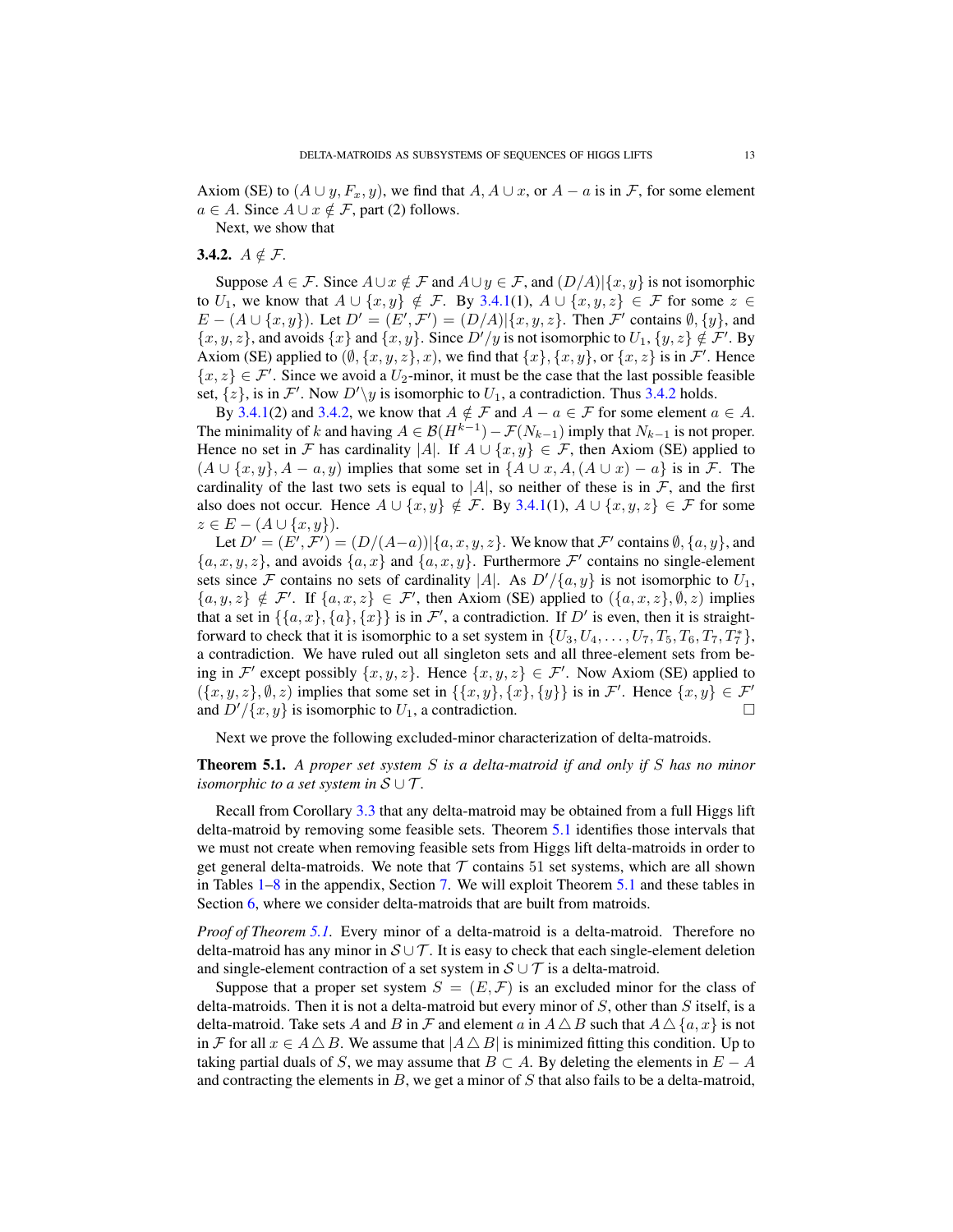Axiom (SE) to $(A \cup y, F_x, y)$, we find that $A, A \cup x$, or $A - a$ is in $\mathcal{F}$, for some element $a \in A$. Since $A \cup x \notin \mathcal{F}$, part (2) follows.

Next, we show that

**3.4.2.** $A \notin \mathcal{F}$.

Suppose $A \in \mathcal{F}$. Since $A \cup x \notin \mathcal{F}$ and $A \cup y \in \mathcal{F}$, and $(D/A)|\{x, y\}$ is not isomorphic to $U_1$, we know that $A \cup \{x, y\} \notin \mathcal{F}$. By 3.4.1(1), $A \cup \{x, y, z\} \in \mathcal{F}$ for some $z \in E - (A \cup \{x, y\})$. Let $D' = (E', \mathcal{F}') = (D/A)|\{x, y, z\}$. Then $\mathcal{F}'$ contains $\emptyset, \{y\}$, and $\{x, y, z\}$, and avoids $\{x\}$ and $\{x, y\}$. Since $D'/y$ is not isomorphic to $U_1$, $\{y, z\} \notin \mathcal{F}'$. By Axiom (SE) applied to $(\emptyset, \{x, y, z\}, x)$, we find that $\{x\}, \{x, y\}$, or $\{x, z\}$ is in $\mathcal{F}'$. Hence $\{x, z\} \in \mathcal{F}'$. Since we avoid a $U_2$-minor, it must be the case that the last possible feasible set, $\{z\}$, is in $\mathcal{F}'$. Now $D' \backslash y$ is isomorphic to $U_1$, a contradiction. Thus 3.4.2 holds.

By 3.4.1(2) and 3.4.2, we know that $A \notin \mathcal{F}$ and $A - a \in \mathcal{F}$ for some element $a \in A$. The minimality of $k$ and having $A \in \mathcal{B}(H^{k-1}) - \mathcal{F}(N_{k-1})$ imply that $N_{k-1}$ is not proper. Hence no set in $\mathcal{F}$ has cardinality $|A|$. If $A \cup \{x, y\} \in \mathcal{F}$, then Axiom (SE) applied to $(A \cup \{x, y\}, A - a, y)$ implies that some set in $\{A \cup x, A, (A \cup x) - a\}$ is in $\mathcal{F}$. The cardinality of the last two sets is equal to $|A|$, so neither of these is in $\mathcal{F}$, and the first also does not occur. Hence $A \cup \{x, y\} \notin \mathcal{F}$. By 3.4.1(1), $A \cup \{x, y, z\} \in \mathcal{F}$ for some $z \in E - (A \cup \{x, y\})$.

Let $D' = (E', \mathcal{F}') = (D/(A - a))|\{a, x, y, z\}$. We know that $\mathcal{F}'$ contains $\emptyset, \{a, y\}$, and $\{a, x, y, z\}$, and avoids $\{a, x\}$ and $\{a, x, y\}$. Furthermore $\mathcal{F}'$ contains no single-element sets since $\mathcal{F}$ contains no sets of cardinality $|A|$. As $D'/\{a, y\}$ is not isomorphic to $U_1$, $\{a, y, z\} \notin \mathcal{F}'$. If $\{a, x, z\} \in \mathcal{F}'$, then Axiom (SE) applied to $(\{a, x, z\}, \emptyset, z)$ implies that a set in $\{\{a, x\}, \{a\}, \{x\}\}$ is in $\mathcal{F}'$, a contradiction. If $D'$ is even, then it is straightforward to check that it is isomorphic to a set system in $\{U_3, U_4, \ldots, U_7, T_5, T_6, T_7, T_7^*\}$, a contradiction. We have ruled out all singleton sets and all three-element sets from being in $\mathcal{F}'$ except possibly $\{x, y, z\}$. Hence $\{x, y, z\} \in \mathcal{F}'$. Now Axiom (SE) applied to $(\{x, y, z\}, \emptyset, z)$ implies that some set in $\{\{x, y\}, \{x\}, \{y\}\}$ is in $\mathcal{F}'$. Hence $\{x, y\} \in \mathcal{F}'$ and $D'/\{x, y\}$ is isomorphic to $U_1$, a contradiction. □

Next we prove the following excluded-minor characterization of delta-matroids.

**Theorem 5.1.** *A proper set system $S$ is a delta-matroid if and only if $S$ has no minor isomorphic to a set system in $\mathcal{S} \cup \mathcal{T}$.*

Recall from Corollary 3.3 that any delta-matroid may be obtained from a full Higgs lift delta-matroid by removing some feasible sets. Theorem 5.1 identifies those intervals that we must not create when removing feasible sets from Higgs lift delta-matroids in order to get general delta-matroids. We note that $\mathcal{T}$ contains 51 set systems, which are all shown in Tables 1–8 in the appendix, Section 7. We will exploit Theorem 5.1 and these tables in Section 6, where we consider delta-matroids that are built from matroids.

*Proof of Theorem 5.1.* Every minor of a delta-matroid is a delta-matroid. Therefore no delta-matroid has any minor in $\mathcal{S} \cup \mathcal{T}$. It is easy to check that each single-element deletion and single-element contraction of a set system in $\mathcal{S} \cup \mathcal{T}$ is a delta-matroid.

Suppose that a proper set system $S = (E, \mathcal{F})$ is an excluded minor for the class of delta-matroids. Then it is not a delta-matroid but every minor of $S$, other than $S$ itself, is a delta-matroid. Take sets $A$ and $B$ in $\mathcal{F}$ and element $a$ in $A \triangle B$ such that $A \triangle \{a, x\}$ is not in $\mathcal{F}$ for all $x \in A \triangle B$. We assume that $|A \triangle B|$ is minimized fitting this condition. Up to taking partial duals of $S$, we may assume that $B \subset A$. By deleting the elements in $E - A$ and contracting the elements in $B$, we get a minor of $S$ that also fails to be a delta-matroid,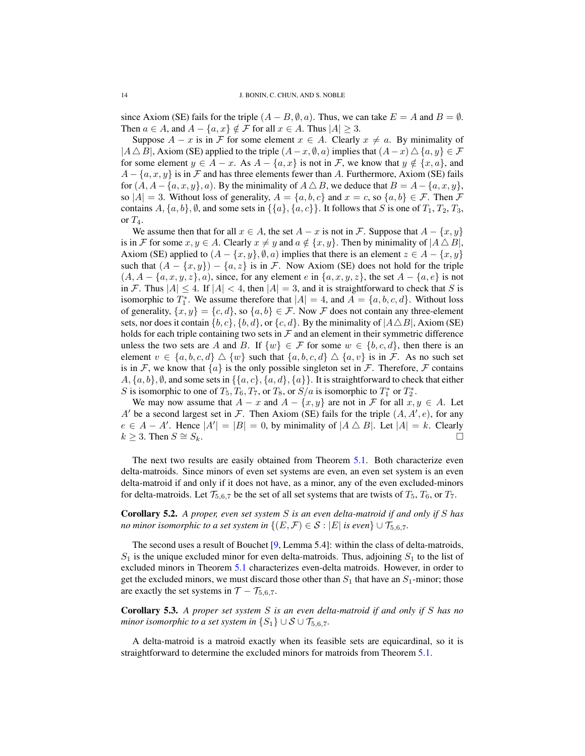since Axiom (SE) fails for the triple $(A - B, \emptyset, a)$. Thus, we can take $E = A$ and $B = \emptyset$. Then $a \in A$, and $A - \{a, x\} \notin \mathcal{F}$ for all $x \in A$. Thus $|A| \geq 3$.

Suppose $A - x$ is in $\mathcal{F}$ for some element $x \in A$. Clearly $x \neq a$. By minimality of $|A \triangle B|$, Axiom (SE) applied to the triple $(A - x, \emptyset, a)$ implies that $(A - x) \triangle \{a, y\} \in \mathcal{F}$ for some element $y \in A - x$. As $A - \{a, x\}$ is not in $\mathcal{F}$, we know that $y \notin \{x, a\}$, and $A - \{a, x, y\}$ is in $\mathcal{F}$ and has three elements fewer than $A$. Furthermore, Axiom (SE) fails for $(A, A - \{a, x, y\}, a)$. By the minimality of $A \triangle B$, we deduce that $B = A - \{a, x, y\}$, so $|A| = 3$. Without loss of generality, $A = \{a, b, c\}$ and $x = c$, so $\{a, b\} \in \mathcal{F}$. Then $\mathcal{F}$ contains $A, \{a, b\}, \emptyset$, and some sets in $\{\{a\}, \{a, c\}\}$. It follows that $S$ is one of $T_1, T_2, T_3$, or $T_4$.

We assume then that for all $x \in A$, the set $A - x$ is not in $\mathcal{F}$. Suppose that $A - \{x, y\}$ is in $\mathcal{F}$ for some $x, y \in A$. Clearly $x \neq y$ and $a \notin \{x, y\}$. Then by minimality of $|A \triangle B|$, Axiom (SE) applied to $(A - \{x, y\}, \emptyset, a)$ implies that there is an element $z \in A - \{x, y\}$ such that $(A - \{x, y\}) - \{a, z\}$ is in $\mathcal{F}$. Now Axiom (SE) does not hold for the triple $(A, A - \{a, x, y, z\}, a)$, since, for any element $e$ in $\{a, x, y, z\}$, the set $A - \{a, e\}$ is not in $\mathcal{F}$. Thus $|A| \leq 4$. If $|A| < 4$, then $|A| = 3$, and it is straightforward to check that $S$ is isomorphic to $T_1^*$. We assume therefore that $|A| = 4$, and $A = \{a, b, c, d\}$. Without loss of generality, $\{x, y\} = \{c, d\}$, so $\{a, b\} \in \mathcal{F}$. Now $\mathcal{F}$ does not contain any three-element sets, nor does it contain $\{b, c\}, \{b, d\}$, or $\{c, d\}$. By the minimality of $|A \triangle B|$, Axiom (SE) holds for each triple containing two sets in $\mathcal{F}$ and an element in their symmetric difference unless the two sets are $A$ and $B$. If $\{w\} \in \mathcal{F}$ for some $w \in \{b, c, d\}$, then there is an element $v \in \{a, b, c, d\} \triangle \{w\}$ such that $\{a, b, c, d\} \triangle \{a, v\}$ is in $\mathcal{F}$. As no such set is in $\mathcal{F}$, we know that $\{a\}$ is the only possible singleton set in $\mathcal{F}$. Therefore, $\mathcal{F}$ contains $A, \{a, b\}, \emptyset$, and some sets in $\{\{a, c\}, \{a, d\}, \{a\}\}$. It is straightforward to check that either $S$ is isomorphic to one of $T_5, T_6, T_7$, or $T_8$, or $S/a$ is isomorphic to $T_1^*$ or $T_2^*$.

We may now assume that $A - x$ and $A - \{x, y\}$ are not in $\mathcal{F}$ for all $x, y \in A$. Let $A'$ be a second largest set in $\mathcal{F}$. Then Axiom (SE) fails for the triple $(A, A', e)$, for any $e \in A - A'$. Hence $|A'| = |B| = 0$, by minimality of $|A \triangle B|$. Let $|A| = k$. Clearly $k \geq 3$. Then $S \cong S_k$. $\square$

The next two results are easily obtained from Theorem 5.1. Both characterize even delta-matroids. Since minors of even set systems are even, an even set system is an even delta-matroid if and only if it does not have, as a minor, any of the even excluded-minors for delta-matroids. Let $\mathcal{T}_{5,6,7}$ be the set of all set systems that are twists of $T_5$, $T_6$, or $T_7$.

**Corollary 5.2.** *A proper, even set system $S$ is an even delta-matroid if and only if $S$ has no minor isomorphic to a set system in $\{(E, \mathcal{F}) \in \mathcal{S} : |E| \text{ is even}\} \cup \mathcal{T}_{5,6,7}$.*

The second uses a result of Bouchet [9, Lemma 5.4]: within the class of delta-matroids, $S_1$ is the unique excluded minor for even delta-matroids. Thus, adjoining $S_1$ to the list of excluded minors in Theorem 5.1 characterizes even-delta matroids. However, in order to get the excluded minors, we must discard those other than $S_1$ that have an $S_1$-minor; those are exactly the set systems in $\mathcal{T} - \mathcal{T}_{5,6,7}$.

**Corollary 5.3.** *A proper set system $S$ is an even delta-matroid if and only if $S$ has no minor isomorphic to a set system in $\{S_1\} \cup \mathcal{S} \cup \mathcal{T}_{5,6,7}$.*

A delta-matroid is a matroid exactly when its feasible sets are equicardinal, so it is straightforward to determine the excluded minors for matroids from Theorem 5.1.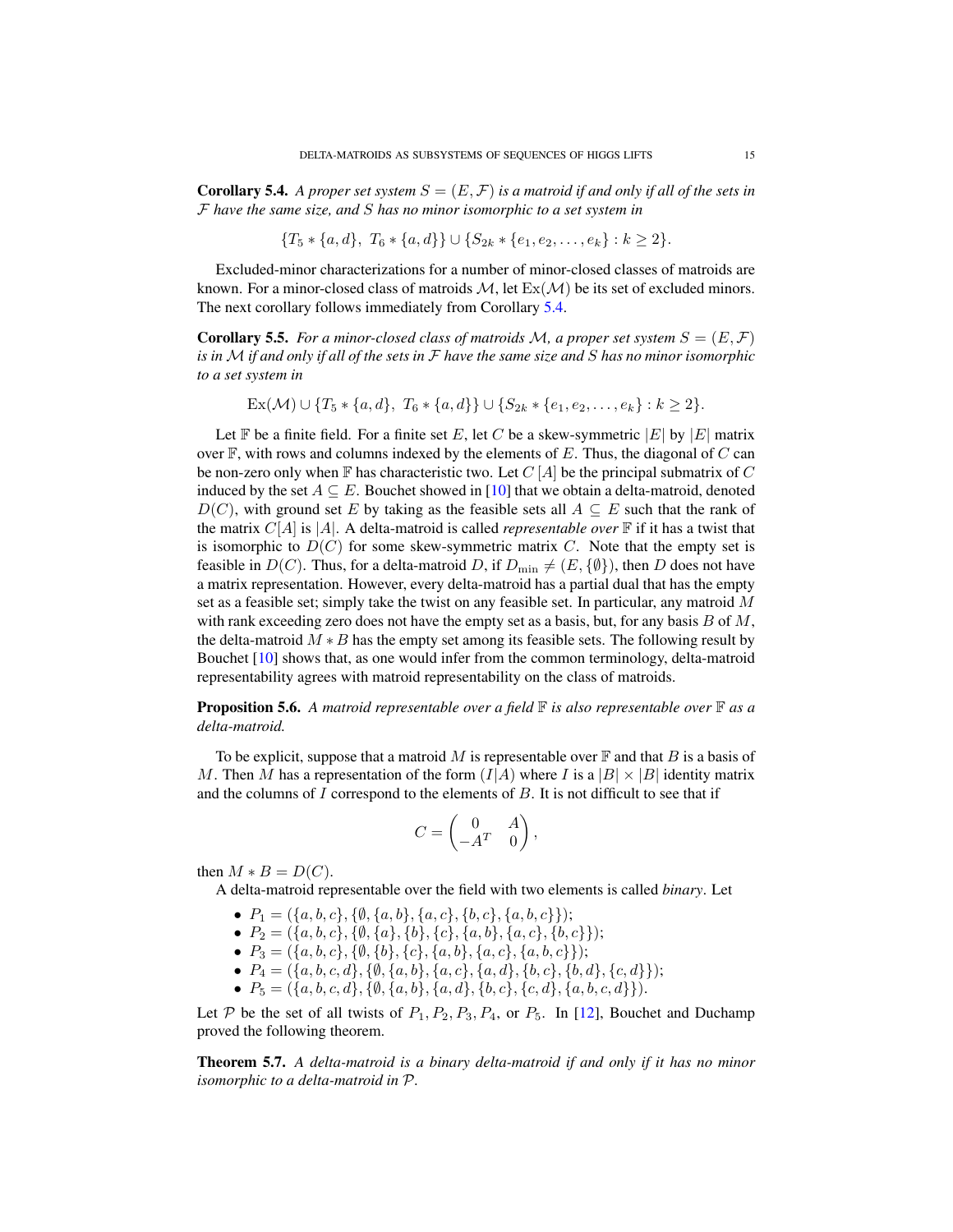**Corollary 5.4.** *A proper set system $S = (E, \mathcal{F})$ is a matroid if and only if all of the sets in $\mathcal{F}$ have the same size, and $S$ has no minor isomorphic to a set system in*

$$\{T_5 * \{a, d\},\ T_6 * \{a, d\}\} \cup \{S_{2k} * \{e_1, e_2, \ldots, e_k\} : k \geq 2\}.$$

Excluded-minor characterizations for a number of minor-closed classes of matroids are known. For a minor-closed class of matroids $\mathcal{M}$, let $\mathrm{Ex}(\mathcal{M})$ be its set of excluded minors. The next corollary follows immediately from Corollary 5.4.

**Corollary 5.5.** *For a minor-closed class of matroids $\mathcal{M}$, a proper set system $S = (E, \mathcal{F})$ is in $\mathcal{M}$ if and only if all of the sets in $\mathcal{F}$ have the same size and $S$ has no minor isomorphic to a set system in*

$$\mathrm{Ex}(\mathcal{M}) \cup \{T_5 * \{a, d\},\ T_6 * \{a, d\}\} \cup \{S_{2k} * \{e_1, e_2, \ldots, e_k\} : k \geq 2\}.$$

Let $\mathbb{F}$ be a finite field. For a finite set $E$, let $C$ be a skew-symmetric $|E|$ by $|E|$ matrix over $\mathbb{F}$, with rows and columns indexed by the elements of $E$. Thus, the diagonal of $C$ can be non-zero only when $\mathbb{F}$ has characteristic two. Let $C\,[A]$ be the principal submatrix of $C$ induced by the set $A \subseteq E$. Bouchet showed in [10] that we obtain a delta-matroid, denoted $D(C)$, with ground set $E$ by taking as the feasible sets all $A \subseteq E$ such that the rank of the matrix $C[A]$ is $|A|$. A delta-matroid is called *representable over* $\mathbb{F}$ if it has a twist that is isomorphic to $D(C)$ for some skew-symmetric matrix $C$. Note that the empty set is feasible in $D(C)$. Thus, for a delta-matroid $D$, if $D_{\min} \neq (E, \{\emptyset\})$, then $D$ does not have a matrix representation. However, every delta-matroid has a partial dual that has the empty set as a feasible set; simply take the twist on any feasible set. In particular, any matroid $M$ with rank exceeding zero does not have the empty set as a basis, but, for any basis $B$ of $M$, the delta-matroid $M * B$ has the empty set among its feasible sets. The following result by Bouchet [10] shows that, as one would infer from the common terminology, delta-matroid representability agrees with matroid representability on the class of matroids.

**Proposition 5.6.** *A matroid representable over a field $\mathbb{F}$ is also representable over $\mathbb{F}$ as a delta-matroid.*

To be explicit, suppose that a matroid $M$ is representable over $\mathbb{F}$ and that $B$ is a basis of $M$. Then $M$ has a representation of the form $(I|A)$ where $I$ is a $|B| \times |B|$ identity matrix and the columns of $I$ correspond to the elements of $B$. It is not difficult to see that if

$$C = \begin{pmatrix} 0 & A \\ -A^T & 0 \end{pmatrix},$$

then $M * B = D(C)$.

A delta-matroid representable over the field with two elements is called *binary*. Let

- $P_1 = (\{a, b, c\}, \{\emptyset, \{a, b\}, \{a, c\}, \{b, c\}, \{a, b, c\}\})$;
- $P_2 = (\{a, b, c\}, \{\emptyset, \{a\}, \{b\}, \{c\}, \{a, b\}, \{a, c\}, \{b, c\}\})$;
- $P_3 = (\{a, b, c\}, \{\emptyset, \{b\}, \{c\}, \{a, b\}, \{a, c\}, \{a, b, c\}\})$;
- $P_4 = (\{a, b, c, d\}, \{\emptyset, \{a, b\}, \{a, c\}, \{a, d\}, \{b, c\}, \{b, d\}, \{c, d\}\})$;
- $P_5 = (\{a, b, c, d\}, \{\emptyset, \{a, b\}, \{a, d\}, \{b, c\}, \{c, d\}, \{a, b, c, d\}\})$.

Let $\mathcal{P}$ be the set of all twists of $P_1, P_2, P_3, P_4$, or $P_5$. In [12], Bouchet and Duchamp proved the following theorem.

**Theorem 5.7.** *A delta-matroid is a binary delta-matroid if and only if it has no minor isomorphic to a delta-matroid in $\mathcal{P}$.*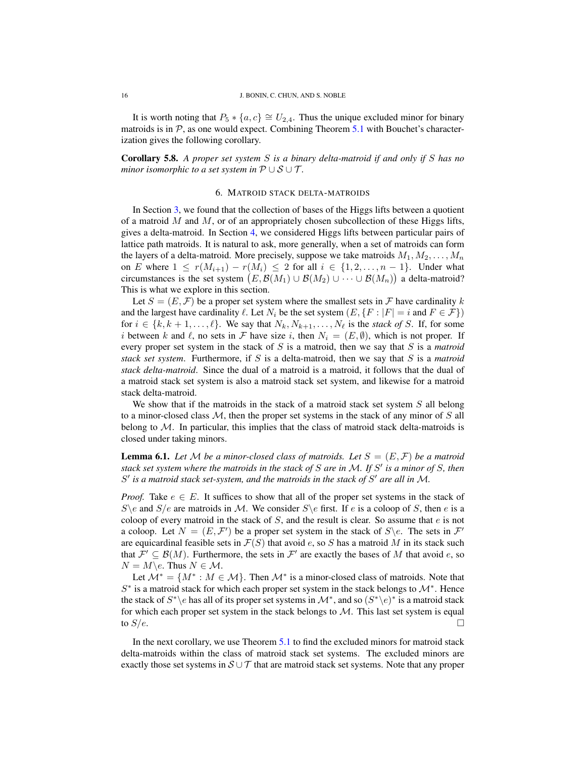It is worth noting that $P_5 * \{a, c\} \cong U_{2,4}$. Thus the unique excluded minor for binary matroids is in $\mathcal{P}$, as one would expect. Combining Theorem 5.1 with Bouchet's characterization gives the following corollary.

**Corollary 5.8.** *A proper set system $S$ is a binary delta-matroid if and only if $S$ has no minor isomorphic to a set system in $\mathcal{P} \cup \mathcal{S} \cup \mathcal{T}$.*

## 6. Matroid stack delta-matroids

In Section 3, we found that the collection of bases of the Higgs lifts between a quotient of a matroid $M$ and $M$, or of an appropriately chosen subcollection of these Higgs lifts, gives a delta-matroid. In Section 4, we considered Higgs lifts between particular pairs of lattice path matroids. It is natural to ask, more generally, when a set of matroids can form the layers of a delta-matroid. More precisely, suppose we take matroids $M_1, M_2, \ldots, M_n$ on $E$ where $1 \leq r(M_{i+1}) - r(M_i) \leq 2$ for all $i \in \{1, 2, \ldots, n-1\}$. Under what circumstances is the set system $\big(E, \mathcal{B}(M_1) \cup \mathcal{B}(M_2) \cup \cdots \cup \mathcal{B}(M_n)\big)$ a delta-matroid? This is what we explore in this section.

Let $S = (E, \mathcal{F})$ be a proper set system where the smallest sets in $\mathcal{F}$ have cardinality $k$ and the largest have cardinality $\ell$. Let $N_i$ be the set system $(E, \{F : |F| = i \text{ and } F \in \mathcal{F}\})$ for $i \in \{k, k+1, \ldots, \ell\}$. We say that $N_k, N_{k+1}, \ldots, N_\ell$ is the *stack of* $S$. If, for some $i$ between $k$ and $\ell$, no sets in $\mathcal{F}$ have size $i$, then $N_i = (E, \emptyset)$, which is not proper. If every proper set system in the stack of $S$ is a matroid, then we say that $S$ is a *matroid stack set system*. Furthermore, if $S$ is a delta-matroid, then we say that $S$ is a *matroid stack delta-matroid*. Since the dual of a matroid is a matroid, it follows that the dual of a matroid stack set system is also a matroid stack set system, and likewise for a matroid stack delta-matroid.

We show that if the matroids in the stack of a matroid stack set system $S$ all belong to a minor-closed class $\mathcal{M}$, then the proper set systems in the stack of any minor of $S$ all belong to $\mathcal{M}$. In particular, this implies that the class of matroid stack delta-matroids is closed under taking minors.

**Lemma 6.1.** *Let $\mathcal{M}$ be a minor-closed class of matroids. Let $S = (E, \mathcal{F})$ be a matroid stack set system where the matroids in the stack of $S$ are in $\mathcal{M}$. If $S'$ is a minor of $S$, then $S'$ is a matroid stack set-system, and the matroids in the stack of $S'$ are all in $\mathcal{M}$.*

*Proof.* Take $e \in E$. It suffices to show that all of the proper set systems in the stack of $S \backslash e$ and $S/e$ are matroids in $\mathcal{M}$. We consider $S \backslash e$ first. If $e$ is a coloop of $S$, then $e$ is a coloop of every matroid in the stack of $S$, and the result is clear. So assume that $e$ is not a coloop. Let $N = (E, \mathcal{F}')$ be a proper set system in the stack of $S \backslash e$. The sets in $\mathcal{F}'$ are equicardinal feasible sets in $\mathcal{F}(S)$ that avoid $e$, so $S$ has a matroid $M$ in its stack such that $\mathcal{F}' \subseteq \mathcal{B}(M)$. Furthermore, the sets in $\mathcal{F}'$ are exactly the bases of $M$ that avoid $e$, so $N = M \backslash e$. Thus $N \in \mathcal{M}$.

Let $\mathcal{M}^* = \{M^* : M \in \mathcal{M}\}$. Then $\mathcal{M}^*$ is a minor-closed class of matroids. Note that $S^*$ is a matroid stack for which each proper set system in the stack belongs to $\mathcal{M}^*$. Hence the stack of $S^* \backslash e$ has all of its proper set systems in $\mathcal{M}^*$, and so $(S^* \backslash e)^*$ is a matroid stack for which each proper set system in the stack belongs to $\mathcal{M}$. This last set system is equal to $S/e$. □

In the next corollary, we use Theorem 5.1 to find the excluded minors for matroid stack delta-matroids within the class of matroid stack set systems. The excluded minors are exactly those set systems in $\mathcal{S} \cup \mathcal{T}$ that are matroid stack set systems. Note that any proper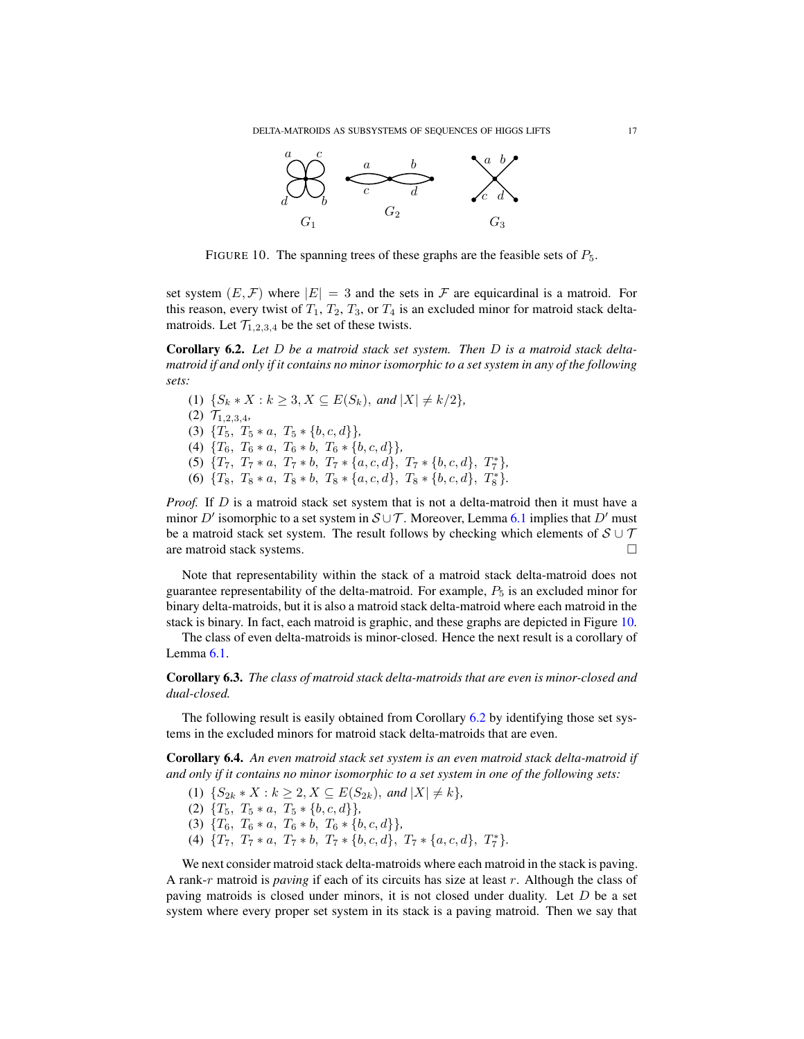FIGURE 10. The spanning trees of these graphs are the feasible sets of $P_5$.

set system $(E, \mathcal{F})$ where $|E| = 3$ and the sets in $\mathcal{F}$ are equicardinal is a matroid. For this reason, every twist of $T_1$, $T_2$, $T_3$, or $T_4$ is an excluded minor for matroid stack delta-matroids. Let $\mathcal{T}_{1,2,3,4}$ be the set of these twists.

**Corollary 6.2.** *Let $D$ be a matroid stack set system. Then $D$ is a matroid stack delta-matroid if and only if it contains no minor isomorphic to a set system in any of the following sets:*

(1) $\{S_k * X : k \geq 3, X \subseteq E(S_k),$ *and* $|X| \neq k/2\}$,
(2) $\mathcal{T}_{1,2,3,4}$,
(3) $\{T_5,\ T_5 * a,\ T_5 * \{b, c, d\}\}$,
(4) $\{T_6,\ T_6 * a,\ T_6 * b,\ T_6 * \{b, c, d\}\}$,
(5) $\{T_7,\ T_7 * a,\ T_7 * b,\ T_7 * \{a, c, d\},\ T_7 * \{b, c, d\},\ T_7^*\}$,
(6) $\{T_8,\ T_8 * a,\ T_8 * b,\ T_8 * \{a, c, d\},\ T_8 * \{b, c, d\},\ T_8^*\}$.

*Proof.* If $D$ is a matroid stack set system that is not a delta-matroid then it must have a minor $D'$ isomorphic to a set system in $\mathcal{S} \cup \mathcal{T}$. Moreover, Lemma 6.1 implies that $D'$ must be a matroid stack set system. The result follows by checking which elements of $\mathcal{S} \cup \mathcal{T}$ are matroid stack systems. □

Note that representability within the stack of a matroid stack delta-matroid does not guarantee representability of the delta-matroid. For example, $P_5$ is an excluded minor for binary delta-matroids, but it is also a matroid stack delta-matroid where each matroid in the stack is binary. In fact, each matroid is graphic, and these graphs are depicted in Figure 10.

The class of even delta-matroids is minor-closed. Hence the next result is a corollary of Lemma 6.1.

**Corollary 6.3.** *The class of matroid stack delta-matroids that are even is minor-closed and dual-closed.*

The following result is easily obtained from Corollary 6.2 by identifying those set systems in the excluded minors for matroid stack delta-matroids that are even.

**Corollary 6.4.** *An even matroid stack set system is an even matroid stack delta-matroid if and only if it contains no minor isomorphic to a set system in one of the following sets:*

(1) $\{S_{2k} * X : k \geq 2, X \subseteq E(S_{2k}),$ *and* $|X| \neq k\}$,
(2) $\{T_5,\ T_5 * a,\ T_5 * \{b, c, d\}\}$,
(3) $\{T_6,\ T_6 * a,\ T_6 * b,\ T_6 * \{b, c, d\}\}$,
(4) $\{T_7,\ T_7 * a,\ T_7 * b,\ T_7 * \{b, c, d\},\ T_7 * \{a, c, d\},\ T_7^*\}$.

We next consider matroid stack delta-matroids where each matroid in the stack is paving. A rank-$r$ matroid is *paving* if each of its circuits has size at least $r$. Although the class of paving matroids is closed under minors, it is not closed under duality. Let $D$ be a set system where every proper set system in its stack is a paving matroid. Then we say that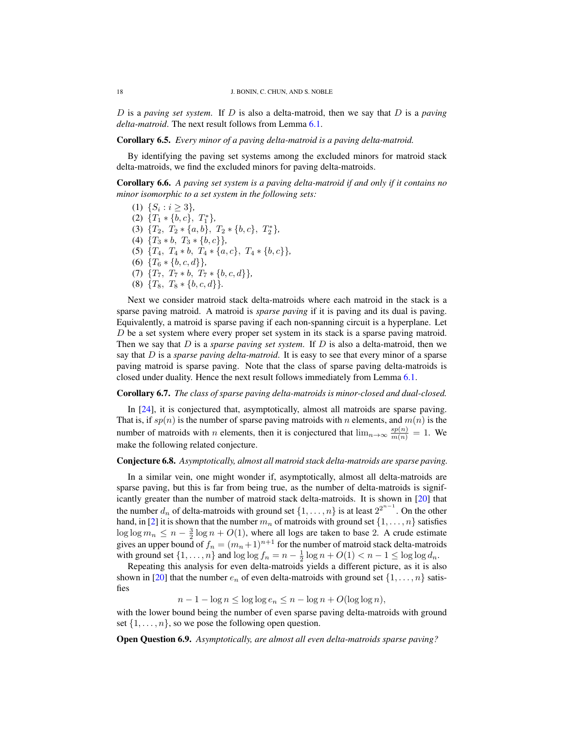$D$ is a *paving set system*. If $D$ is also a delta-matroid, then we say that $D$ is a *paving delta-matroid*. The next result follows from Lemma 6.1.

**Corollary 6.5.** *Every minor of a paving delta-matroid is a paving delta-matroid.*

By identifying the paving set systems among the excluded minors for matroid stack delta-matroids, we find the excluded minors for paving delta-matroids.

**Corollary 6.6.** *A paving set system is a paving delta-matroid if and only if it contains no minor isomorphic to a set system in the following sets:*

(1) $\{S_i : i \geq 3\}$,
(2) $\{T_1 * \{b, c\},\ T_1^*\}$,
(3) $\{T_2,\ T_2 * \{a, b\},\ T_2 * \{b, c\},\ T_2^*\}$,
(4) $\{T_3 * b,\ T_3 * \{b, c\}\}$,
(5) $\{T_4,\ T_4 * b,\ T_4 * \{a, c\},\ T_4 * \{b, c\}\}$,
(6) $\{T_6 * \{b, c, d\}\}$,
(7) $\{T_7,\ T_7 * b,\ T_7 * \{b, c, d\}\}$,
(8) $\{T_8,\ T_8 * \{b, c, d\}\}$.

Next we consider matroid stack delta-matroids where each matroid in the stack is a sparse paving matroid. A matroid is *sparse paving* if it is paving and its dual is paving. Equivalently, a matroid is sparse paving if each non-spanning circuit is a hyperplane. Let $D$ be a set system where every proper set system in its stack is a sparse paving matroid. Then we say that $D$ is a *sparse paving set system*. If $D$ is also a delta-matroid, then we say that $D$ is a *sparse paving delta-matroid*. It is easy to see that every minor of a sparse paving matroid is sparse paving. Note that the class of sparse paving delta-matroids is closed under duality. Hence the next result follows immediately from Lemma 6.1.

**Corollary 6.7.** *The class of sparse paving delta-matroids is minor-closed and dual-closed.*

In [24], it is conjectured that, asymptotically, almost all matroids are sparse paving. That is, if $sp(n)$ is the number of sparse paving matroids with $n$ elements, and $m(n)$ is the number of matroids with $n$ elements, then it is conjectured that $\lim_{n\to\infty} \frac{sp(n)}{m(n)} = 1$. We make the following related conjecture.

**Conjecture 6.8.** *Asymptotically, almost all matroid stack delta-matroids are sparse paving.*

In a similar vein, one might wonder if, asymptotically, almost all delta-matroids are sparse paving, but this is far from being true, as the number of delta-matroids is significantly greater than the number of matroid stack delta-matroids. It is shown in [20] that the number $d_n$ of delta-matroids with ground set $\{1, \dots, n\}$ is at least $2^{2^{n-1}}$. On the other hand, in [2] it is shown that the number $m_n$ of matroids with ground set $\{1, \dots, n\}$ satisfies $\log\log m_n \leq n - \frac{3}{2}\log n + O(1)$, where all logs are taken to base 2. A crude estimate gives an upper bound of $f_n = (m_n + 1)^{n+1}$ for the number of matroid stack delta-matroids with ground set $\{1, \dots, n\}$ and $\log\log f_n = n - \frac{1}{2}\log n + O(1) < n - 1 \leq \log\log d_n$.

Repeating this analysis for even delta-matroids yields a different picture, as it is also shown in [20] that the number $e_n$ of even delta-matroids with ground set $\{1, \dots, n\}$ satisfies

$$n - 1 - \log n \leq \log\log e_n \leq n - \log n + O(\log\log n),$$

with the lower bound being the number of even sparse paving delta-matroids with ground set $\{1, \dots, n\}$, so we pose the following open question.

**Open Question 6.9.** *Asymptotically, are almost all even delta-matroids sparse paving?*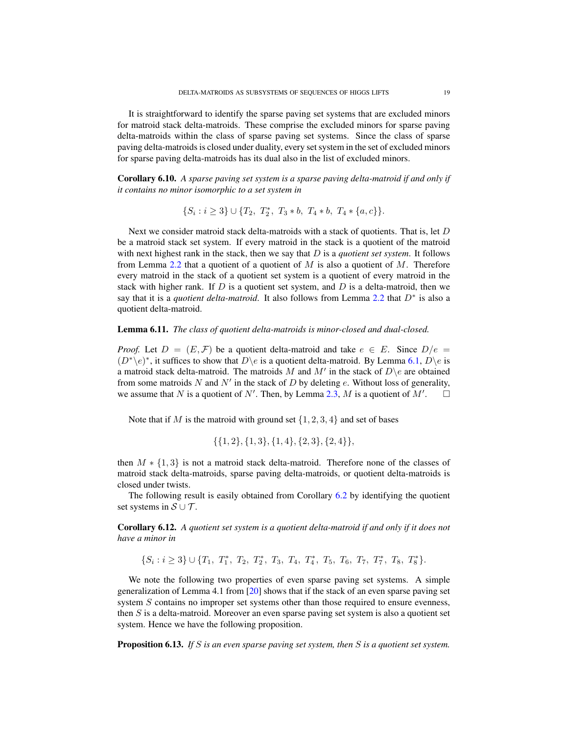It is straightforward to identify the sparse paving set systems that are excluded minors for matroid stack delta-matroids. These comprise the excluded minors for sparse paving delta-matroids within the class of sparse paving set systems. Since the class of sparse paving delta-matroids is closed under duality, every set system in the set of excluded minors for sparse paving delta-matroids has its dual also in the list of excluded minors.

**Corollary 6.10.** *A sparse paving set system is a sparse paving delta-matroid if and only if it contains no minor isomorphic to a set system in*

$$\{S_i : i \geq 3\} \cup \{T_2,\ T_2^*,\ T_3 * b,\ T_4 * b,\ T_4 * \{a, c\}\}.$$

Next we consider matroid stack delta-matroids with a stack of quotients. That is, let $D$ be a matroid stack set system. If every matroid in the stack is a quotient of the matroid with next highest rank in the stack, then we say that $D$ is a *quotient set system*. It follows from Lemma 2.2 that a quotient of a quotient of $M$ is also a quotient of $M$. Therefore every matroid in the stack of a quotient set system is a quotient of every matroid in the stack with higher rank. If $D$ is a quotient set system, and $D$ is a delta-matroid, then we say that it is a *quotient delta-matroid*. It also follows from Lemma 2.2 that $D^*$ is also a quotient delta-matroid.

**Lemma 6.11.** *The class of quotient delta-matroids is minor-closed and dual-closed.*

*Proof.* Let $D = (E, \mathcal{F})$ be a quotient delta-matroid and take $e \in E$. Since $D/e = (D^* \backslash e)^*$, it suffices to show that $D \backslash e$ is a quotient delta-matroid. By Lemma 6.1, $D \backslash e$ is a matroid stack delta-matroid. The matroids $M$ and $M'$ in the stack of $D \backslash e$ are obtained from some matroids $N$ and $N'$ in the stack of $D$ by deleting $e$. Without loss of generality, we assume that $N$ is a quotient of $N'$. Then, by Lemma 2.3, $M$ is a quotient of $M'$. □

Note that if $M$ is the matroid with ground set $\{1, 2, 3, 4\}$ and set of bases

$$\{\{1, 2\}, \{1, 3\}, \{1, 4\}, \{2, 3\}, \{2, 4\}\},$$

then $M * \{1, 3\}$ is not a matroid stack delta-matroid. Therefore none of the classes of matroid stack delta-matroids, sparse paving delta-matroids, or quotient delta-matroids is closed under twists.

The following result is easily obtained from Corollary 6.2 by identifying the quotient set systems in $\mathcal{S} \cup \mathcal{T}$.

**Corollary 6.12.** *A quotient set system is a quotient delta-matroid if and only if it does not have a minor in*

$$\{S_i : i \geq 3\} \cup \{T_1,\ T_1^*,\ T_2,\ T_2^*,\ T_3,\ T_4,\ T_4^*,\ T_5,\ T_6,\ T_7,\ T_7^*,\ T_8,\ T_8^*\}.$$

We note the following two properties of even sparse paving set systems. A simple generalization of Lemma 4.1 from [20] shows that if the stack of an even sparse paving set system $S$ contains no improper set systems other than those required to ensure evenness, then $S$ is a delta-matroid. Moreover an even sparse paving set system is also a quotient set system. Hence we have the following proposition.

**Proposition 6.13.** *If $S$ is an even sparse paving set system, then $S$ is a quotient set system.*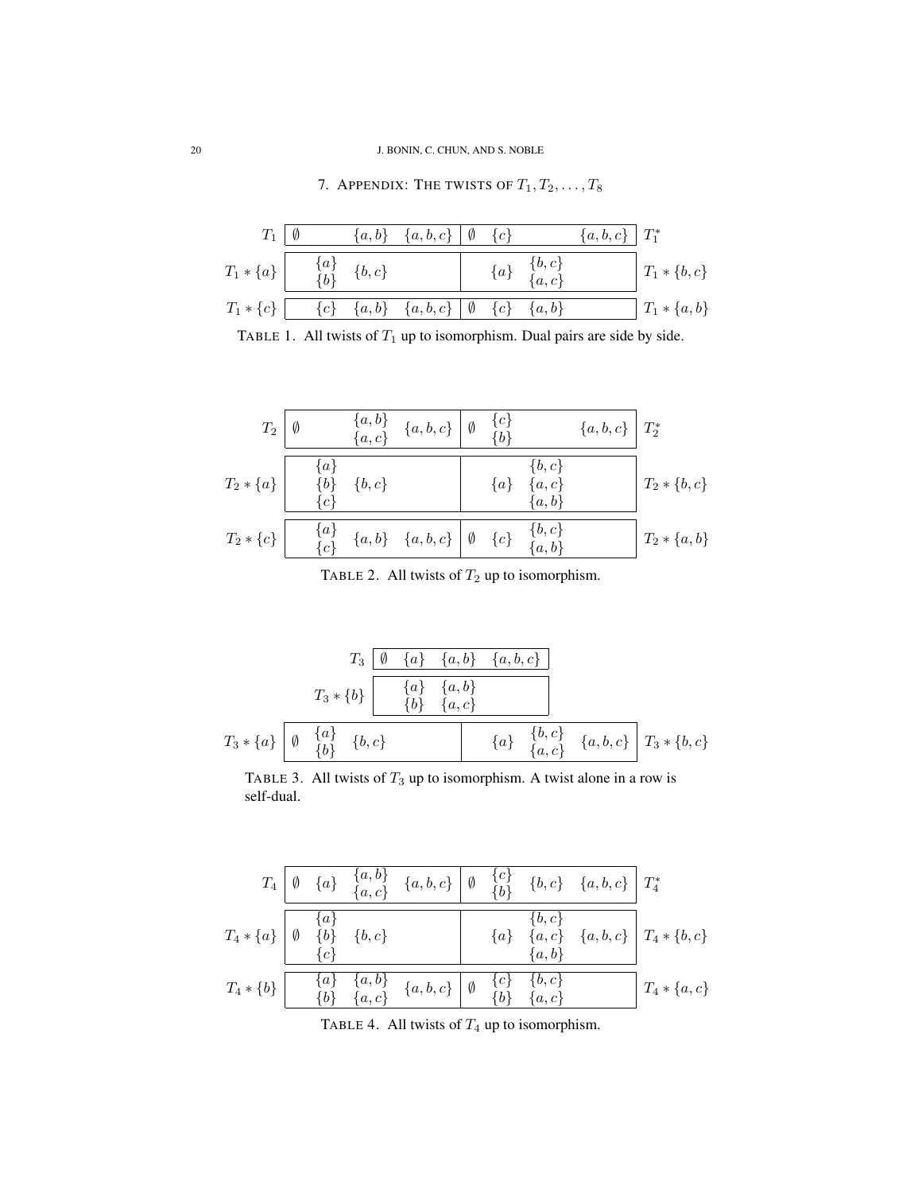## 7. Appendix: The twists of $T_1, T_2, \ldots, T_8$

| | | | | | | | |
|---|---|---|---|---|---|---|---|
| $T_1$ | $\emptyset$ | $\{a,b\}$ | $\{a,b,c\}$ | $\emptyset$ $\{c\}$ | | $\{a,b,c\}$ | $T_1^*$ |
| $T_1 * \{a\}$ | $\{a\}$ $\{b\}$ | $\{b,c\}$ | | $\{a\}$ | $\{b,c\}$ $\{a,c\}$ | | $T_1 * \{b,c\}$ |
| $T_1 * \{c\}$ | $\{c\}$ | $\{a,b\}$ | $\{a,b,c\}$ | $\emptyset$ $\{c\}$ | $\{a,b\}$ | | $T_1 * \{a,b\}$ |

TABLE 1. All twists of $T_1$ up to isomorphism. Dual pairs are side by side.

| | | | | | | | |
|---|---|---|---|---|---|---|---|
| $T_2$ | $\emptyset$ | $\{a,b\}$ $\{a,c\}$ | $\{a,b,c\}$ | $\emptyset$ $\{c\}$ $\{b\}$ | | $\{a,b,c\}$ | $T_2^*$ |
| $T_2 * \{a\}$ | $\{a\}$ $\{b\}$ $\{c\}$ | $\{b,c\}$ | | $\{a\}$ | $\{b,c\}$ $\{a,c\}$ $\{a,b\}$ | | $T_2 * \{b,c\}$ |
| $T_2 * \{c\}$ | $\{a\}$ $\{c\}$ | $\{a,b\}$ | $\{a,b,c\}$ | $\emptyset$ $\{c\}$ | $\{b,c\}$ $\{a,b\}$ | | $T_2 * \{a,b\}$ |

TABLE 2. All twists of $T_2$ up to isomorphism.

| | | | | | | | |
|---|---|---|---|---|---|---|---|
| $T_3$ | $\emptyset$ $\{a\}$ | $\{a,b\}$ | $\{a,b,c\}$ | | | | |
| $T_3 * \{b\}$ | $\{a\}$ $\{b\}$ | $\{a,b\}$ $\{a,c\}$ | | | | | |
| $T_3 * \{a\}$ | $\emptyset$ $\{a\}$ $\{b\}$ | $\{b,c\}$ | | $\{a\}$ | $\{b,c\}$ $\{a,c\}$ | $\{a,b,c\}$ | $T_3 * \{b,c\}$ |

TABLE 3. All twists of $T_3$ up to isomorphism. A twist alone in a row is self-dual.

| | | | | | | | |
|---|---|---|---|---|---|---|---|
| $T_4$ | $\emptyset$ $\{a\}$ | $\{a,b\}$ $\{a,c\}$ | $\{a,b,c\}$ | $\emptyset$ $\{c\}$ $\{b\}$ | $\{b,c\}$ | $\{a,b,c\}$ | $T_4^*$ |
| $T_4 * \{a\}$ | $\emptyset$ $\{a\}$ $\{b\}$ $\{c\}$ | $\{b,c\}$ | | $\{a\}$ | $\{b,c\}$ $\{a,c\}$ $\{a,b\}$ | $\{a,b,c\}$ | $T_4 * \{b,c\}$ |
| $T_4 * \{b\}$ | $\{a\}$ $\{b\}$ | $\{a,b\}$ $\{a,c\}$ | $\{a,b,c\}$ | $\emptyset$ $\{c\}$ $\{b\}$ | $\{b,c\}$ $\{a,c\}$ | | $T_4 * \{a,c\}$ |

TABLE 4. All twists of $T_4$ up to isomorphism.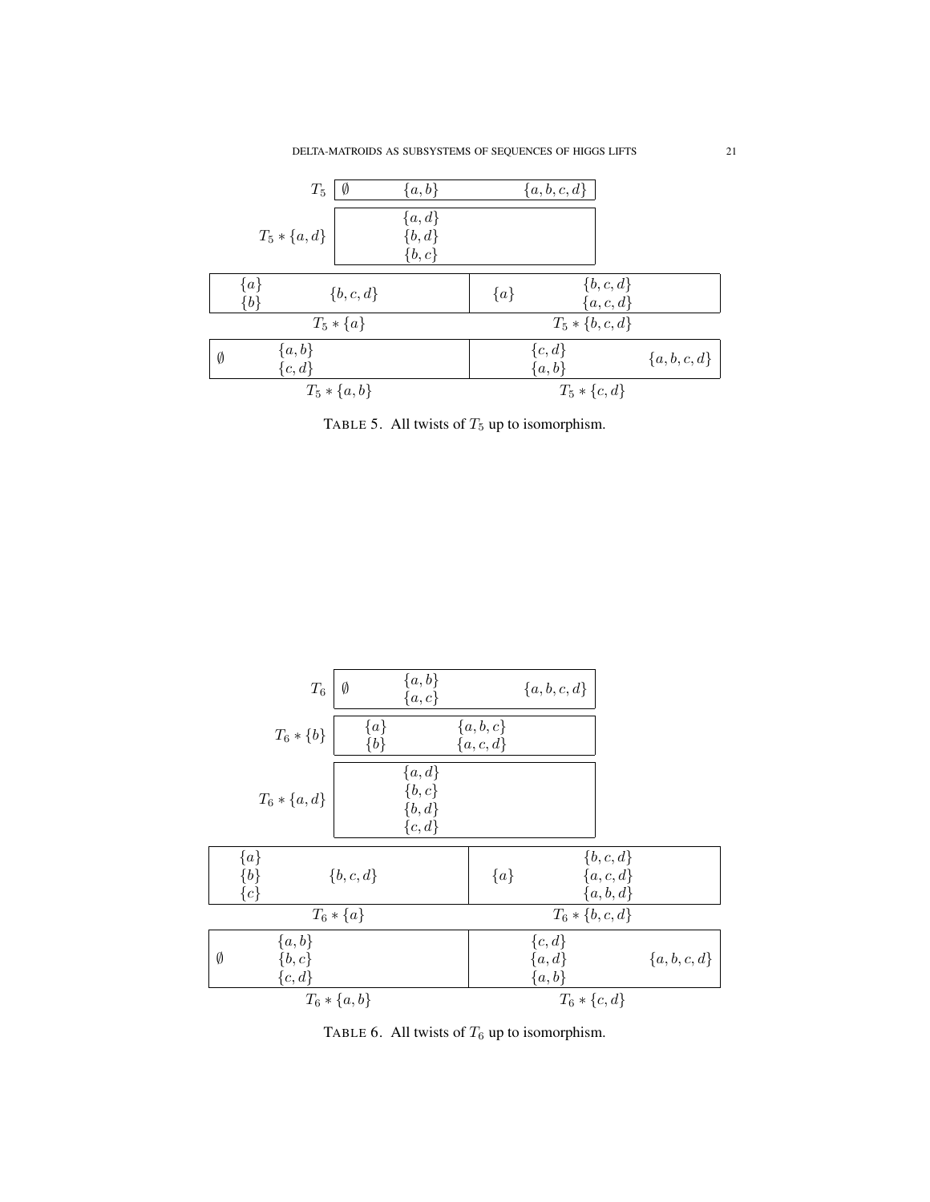| | | | |
|---|---|---|---|
| $T_5$ | $\emptyset$ | $\{a,b\}$ | $\{a,b,c,d\}$ |
| $T_5 * \{a,d\}$ | | $\{a,d\}$ $\{b,d\}$ $\{b,c\}$ | |

| | | | |
|---|---|---|---|
| $\{a\}$ $\{b\}$ | $\{b,c,d\}$ | $\{a\}$ | $\{b,c,d\}$ $\{a,c,d\}$ |
| $T_5 * \{a\}$ | | $T_5 * \{b,c,d\}$ | |
| $\emptyset$ | $\{a,b\}$ $\{c,d\}$ | $\{c,d\}$ $\{a,b\}$ | $\{a,b,c,d\}$ |
| $T_5 * \{a,b\}$ | | $T_5 * \{c,d\}$ | |

TABLE 5. All twists of $T_5$ up to isomorphism.

| | | | | |
|---|---|---|---|---|
| $T_6$ | $\emptyset$ | $\{a,b\}$ $\{a,c\}$ | | $\{a,b,c,d\}$ |
| $T_6 * \{b\}$ | $\{a\}$ $\{b\}$ | | $\{a,b,c\}$ $\{a,c,d\}$ | |
| $T_6 * \{a,d\}$ | | $\{a,d\}$ $\{b,c\}$ $\{b,d\}$ $\{c,d\}$ | | |

| | | | |
|---|---|---|---|
| $\{a\}$ $\{b\}$ $\{c\}$ | $\{b,c,d\}$ | $\{a\}$ | $\{b,c,d\}$ $\{a,c,d\}$ $\{a,b,d\}$ |
| $T_6 * \{a\}$ | | $T_6 * \{b,c,d\}$ | |
| $\emptyset$ | $\{a,b\}$ $\{b,c\}$ $\{c,d\}$ | $\{c,d\}$ $\{a,d\}$ $\{a,b\}$ | $\{a,b,c,d\}$ |
| $T_6 * \{a,b\}$ | | $T_6 * \{c,d\}$ | |

TABLE 6. All twists of $T_6$ up to isomorphism.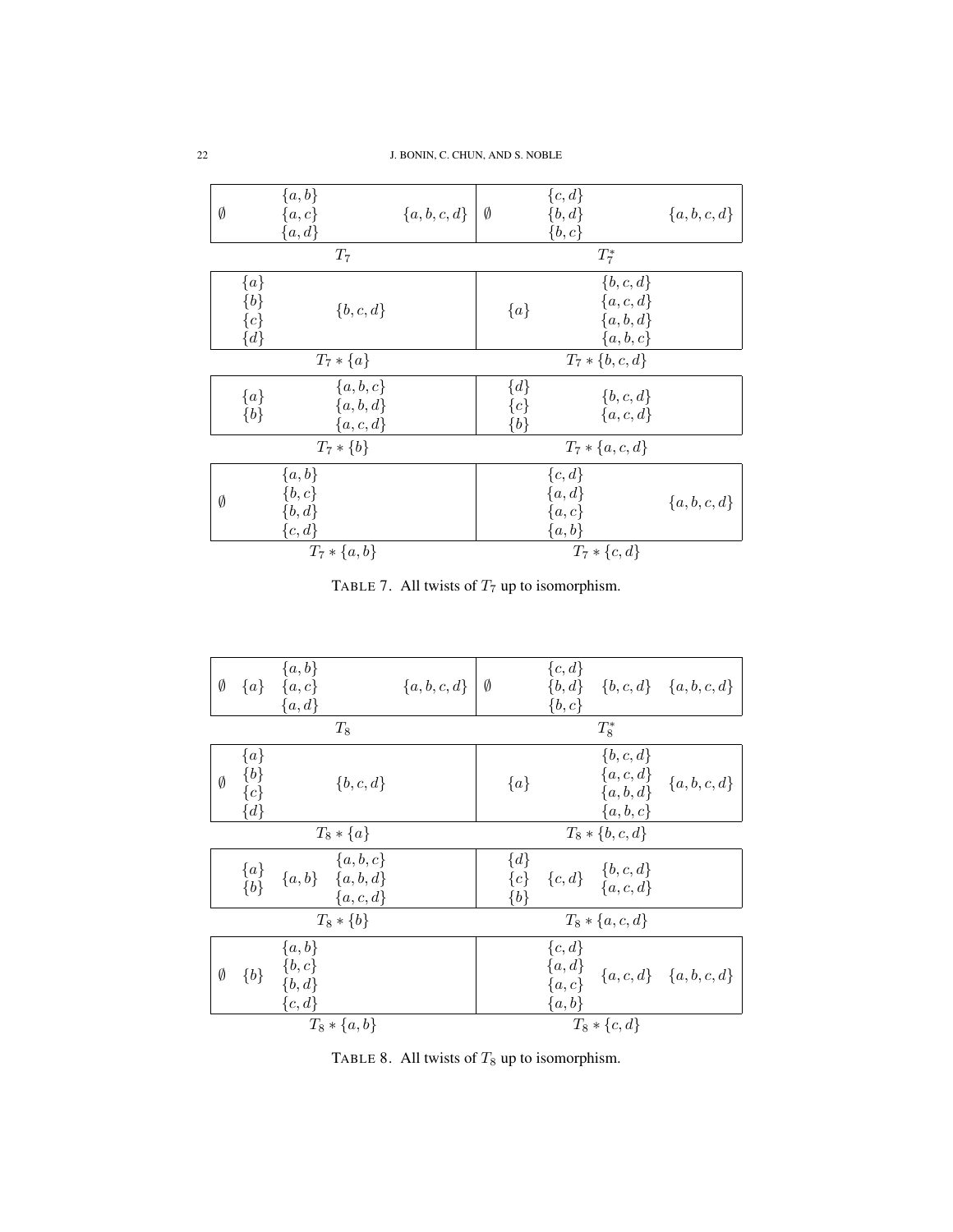| $T_7$ | $T_7^*$ |
|---|---|
| $\emptyset$ &nbsp; $\{a,b\}$, $\{a,c\}$, $\{a,d\}$ &nbsp; $\{a,b,c,d\}$ | $\emptyset$ &nbsp; $\{c,d\}$, $\{b,d\}$, $\{b,c\}$ &nbsp; $\{a,b,c,d\}$ |

| $T_7 * \{a\}$ | $T_7 * \{b,c,d\}$ |
|---|---|
| $\{a\}$, $\{b\}$, $\{c\}$, $\{d\}$ &nbsp; $\{b,c,d\}$ | $\{a\}$ &nbsp; $\{b,c,d\}$, $\{a,c,d\}$, $\{a,b,d\}$, $\{a,b,c\}$ |

| $T_7 * \{b\}$ | $T_7 * \{a,c,d\}$ |
|---|---|
| $\{a\}$, $\{b\}$ &nbsp; $\{a,b,c\}$, $\{a,b,d\}$, $\{a,c,d\}$ | $\{d\}$, $\{c\}$, $\{b\}$ &nbsp; $\{b,c,d\}$, $\{a,c,d\}$ |

| $T_7 * \{a,b\}$ | $T_7 * \{c,d\}$ |
|---|---|
| $\emptyset$ &nbsp; $\{a,b\}$, $\{b,c\}$, $\{b,d\}$, $\{c,d\}$ | $\{c,d\}$, $\{a,d\}$, $\{a,c\}$, $\{a,b\}$ &nbsp; $\{a,b,c,d\}$ |

TABLE 7. All twists of $T_7$ up to isomorphism.

| $T_8$ | $T_8^*$ |
|---|---|
| $\emptyset$ &nbsp; $\{a\}$ &nbsp; $\{a,b\}$, $\{a,c\}$, $\{a,d\}$ &nbsp; $\{a,b,c,d\}$ | $\emptyset$ &nbsp; $\{c,d\}$, $\{b,d\}$, $\{b,c\}$ &nbsp; $\{b,c,d\}$ &nbsp; $\{a,b,c,d\}$ |

| $T_8 * \{a\}$ | $T_8 * \{b,c,d\}$ |
|---|---|
| $\emptyset$ &nbsp; $\{a\}$, $\{b\}$, $\{c\}$, $\{d\}$ &nbsp; $\{b,c,d\}$ | $\{a\}$ &nbsp; $\{b,c,d\}$, $\{a,c,d\}$, $\{a,b,d\}$, $\{a,b,c\}$ &nbsp; $\{a,b,c,d\}$ |

| $T_8 * \{b\}$ | $T_8 * \{a,c,d\}$ |
|---|---|
| $\{a\}$, $\{b\}$ &nbsp; $\{a,b\}$ &nbsp; $\{a,b,c\}$, $\{a,b,d\}$, $\{a,c,d\}$ | $\{d\}$, $\{c\}$, $\{b\}$ &nbsp; $\{c,d\}$ &nbsp; $\{b,c,d\}$, $\{a,c,d\}$ |

| $T_8 * \{a,b\}$ | $T_8 * \{c,d\}$ |
|---|---|
| $\emptyset$ &nbsp; $\{b\}$ &nbsp; $\{a,b\}$, $\{b,c\}$, $\{b,d\}$, $\{c,d\}$ | $\{c,d\}$, $\{a,d\}$, $\{a,c\}$, $\{a,b\}$ &nbsp; $\{a,c,d\}$ &nbsp; $\{a,b,c,d\}$ |

TABLE 8. All twists of $T_8$ up to isomorphism.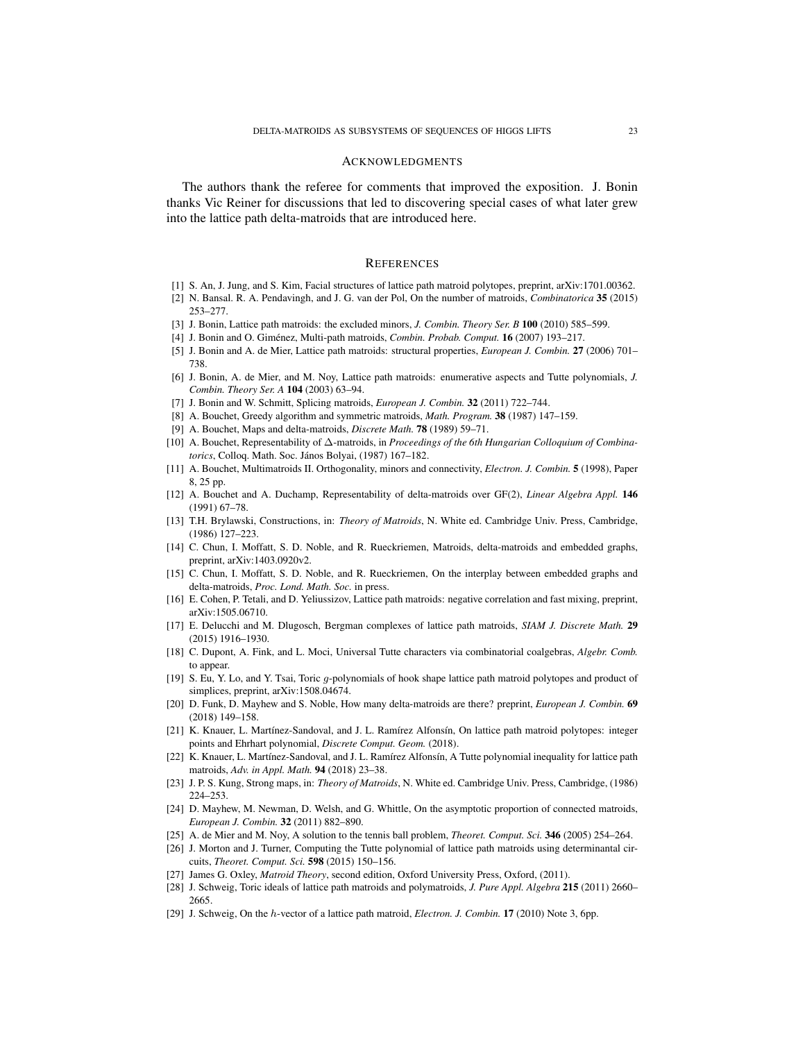## Acknowledgments

The authors thank the referee for comments that improved the exposition. J. Bonin thanks Vic Reiner for discussions that led to discovering special cases of what later grew into the lattice path delta-matroids that are introduced here.

## References

[1] S. An, J. Jung, and S. Kim, Facial structures of lattice path matroid polytopes, preprint, arXiv:1701.00362.

[2] N. Bansal. R. A. Pendavingh, and J. G. van der Pol, On the number of matroids, *Combinatorica* **35** (2015) 253–277.

[3] J. Bonin, Lattice path matroids: the excluded minors, *J. Combin. Theory Ser. B* **100** (2010) 585–599.

[4] J. Bonin and O. Giménez, Multi-path matroids, *Combin. Probab. Comput.* **16** (2007) 193–217.

[5] J. Bonin and A. de Mier, Lattice path matroids: structural properties, *European J. Combin.* **27** (2006) 701–738.

[6] J. Bonin, A. de Mier, and M. Noy, Lattice path matroids: enumerative aspects and Tutte polynomials, *J. Combin. Theory Ser. A* **104** (2003) 63–94.

[7] J. Bonin and W. Schmitt, Splicing matroids, *European J. Combin.* **32** (2011) 722–744.

[8] A. Bouchet, Greedy algorithm and symmetric matroids, *Math. Program.* **38** (1987) 147–159.

[9] A. Bouchet, Maps and delta-matroids, *Discrete Math.* **78** (1989) 59–71.

[10] A. Bouchet, Representability of $\Delta$-matroids, in *Proceedings of the 6th Hungarian Colloquium of Combinatorics*, Colloq. Math. Soc. János Bolyai, (1987) 167–182.

[11] A. Bouchet, Multimatroids II. Orthogonality, minors and connectivity, *Electron. J. Combin.* **5** (1998), Paper 8, 25 pp.

[12] A. Bouchet and A. Duchamp, Representability of delta-matroids over GF(2), *Linear Algebra Appl.* **146** (1991) 67–78.

[13] T.H. Brylawski, Constructions, in: *Theory of Matroids*, N. White ed. Cambridge Univ. Press, Cambridge, (1986) 127–223.

[14] C. Chun, I. Moffatt, S. D. Noble, and R. Rueckriemen, Matroids, delta-matroids and embedded graphs, preprint, arXiv:1403.0920v2.

[15] C. Chun, I. Moffatt, S. D. Noble, and R. Rueckriemen, On the interplay between embedded graphs and delta-matroids, *Proc. Lond. Math. Soc.* in press.

[16] E. Cohen, P. Tetali, and D. Yeliussizov, Lattice path matroids: negative correlation and fast mixing, preprint, arXiv:1505.06710.

[17] E. Delucchi and M. Dlugosch, Bergman complexes of lattice path matroids, *SIAM J. Discrete Math.* **29** (2015) 1916–1930.

[18] C. Dupont, A. Fink, and L. Moci, Universal Tutte characters via combinatorial coalgebras, *Algebr. Comb.* to appear.

[19] S. Eu, Y. Lo, and Y. Tsai, Toric $g$-polynomials of hook shape lattice path matroid polytopes and product of simplices, preprint, arXiv:1508.04674.

[20] D. Funk, D. Mayhew and S. Noble, How many delta-matroids are there? preprint, *European J. Combin.* **69** (2018) 149–158.

[21] K. Knauer, L. Martínez-Sandoval, and J. L. Ramírez Alfonsín, On lattice path matroid polytopes: integer points and Ehrhart polynomial, *Discrete Comput. Geom.* (2018).

[22] K. Knauer, L. Martínez-Sandoval, and J. L. Ramírez Alfonsín, A Tutte polynomial inequality for lattice path matroids, *Adv. in Appl. Math.* **94** (2018) 23–38.

[23] J. P. S. Kung, Strong maps, in: *Theory of Matroids*, N. White ed. Cambridge Univ. Press, Cambridge, (1986) 224–253.

[24] D. Mayhew, M. Newman, D. Welsh, and G. Whittle, On the asymptotic proportion of connected matroids, *European J. Combin.* **32** (2011) 882–890.

[25] A. de Mier and M. Noy, A solution to the tennis ball problem, *Theoret. Comput. Sci.* **346** (2005) 254–264.

[26] J. Morton and J. Turner, Computing the Tutte polynomial of lattice path matroids using determinantal circuits, *Theoret. Comput. Sci.* **598** (2015) 150–156.

[27] James G. Oxley, *Matroid Theory*, second edition, Oxford University Press, Oxford, (2011).

[28] J. Schweig, Toric ideals of lattice path matroids and polymatroids, *J. Pure Appl. Algebra* **215** (2011) 2660–2665.

[29] J. Schweig, On the $h$-vector of a lattice path matroid, *Electron. J. Combin.* **17** (2010) Note 3, 6pp.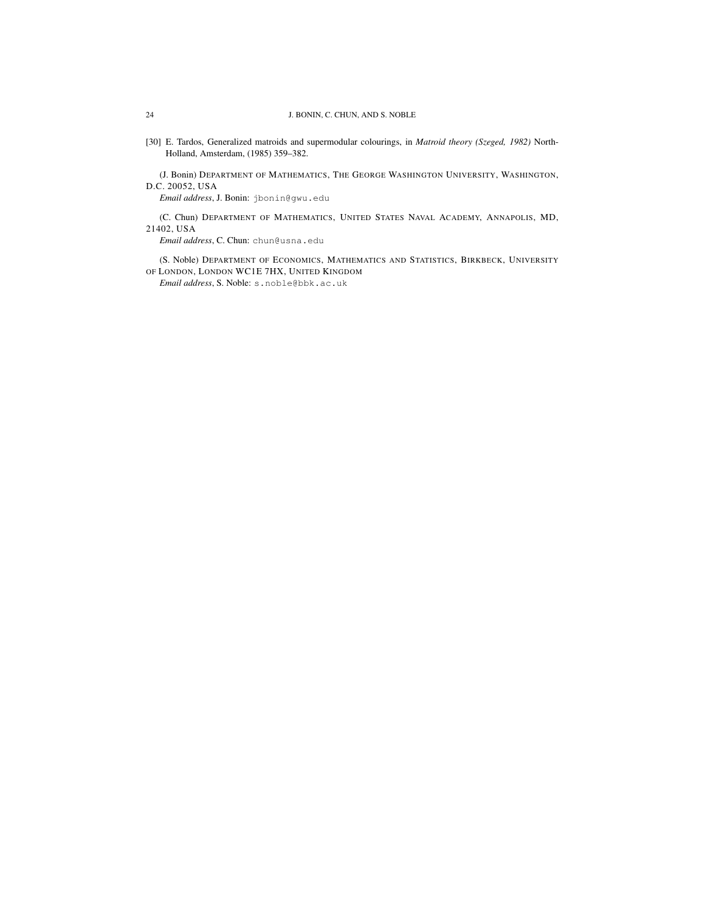[30] E. Tardos, Generalized matroids and supermodular colourings, in *Matroid theory (Szeged, 1982)* North-Holland, Amsterdam, (1985) 359–382.

(J. Bonin) Department of Mathematics, The George Washington University, Washington, D.C. 20052, USA

*Email address*, J. Bonin: jbonin@gwu.edu

(C. Chun) Department of Mathematics, United States Naval Academy, Annapolis, MD, 21402, USA

*Email address*, C. Chun: chun@usna.edu

(S. Noble) Department of Economics, Mathematics and Statistics, Birkbeck, University of London, London WC1E 7HX, United Kingdom

*Email address*, S. Noble: s.noble@bbk.ac.uk